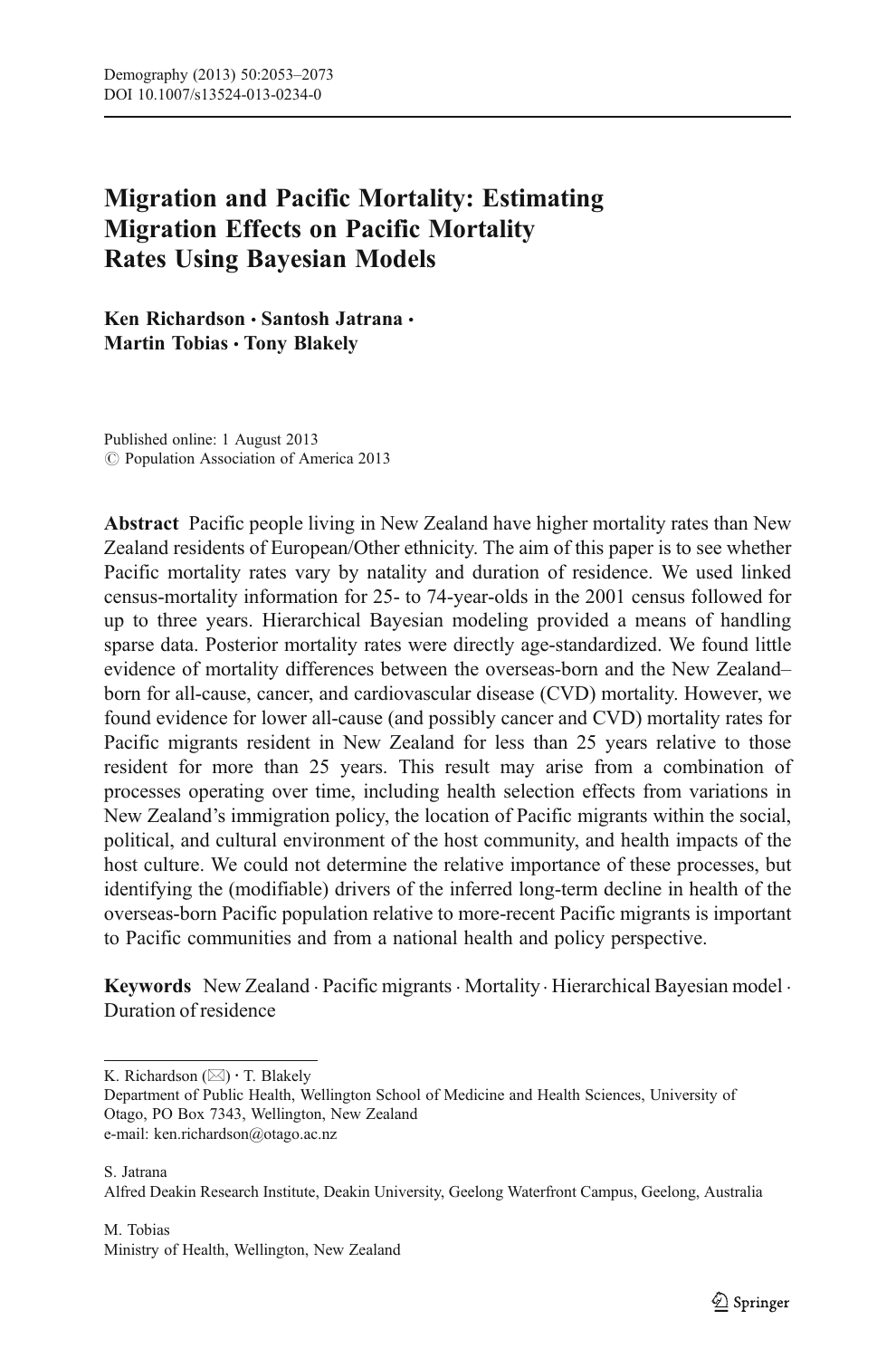# Migration and Pacific Mortality: Estimating Migration Effects on Pacific Mortality Rates Using Bayesian Models

**Ken Richardson · Santosh Jatrana · Martin Tobias · Tony Blakely**

Published online: 1 August 2013
© Population Association of America 2013

**Abstract** Pacific people living in New Zealand have higher mortality rates than New Zealand residents of European/Other ethnicity. The aim of this paper is to see whether Pacific mortality rates vary by natality and duration of residence. We used linked census-mortality information for 25- to 74-year-olds in the 2001 census followed for up to three years. Hierarchical Bayesian modeling provided a means of handling sparse data. Posterior mortality rates were directly age-standardized. We found little evidence of mortality differences between the overseas-born and the New Zealand–born for all-cause, cancer, and cardiovascular disease (CVD) mortality. However, we found evidence for lower all-cause (and possibly cancer and CVD) mortality rates for Pacific migrants resident in New Zealand for less than 25 years relative to those resident for more than 25 years. This result may arise from a combination of processes operating over time, including health selection effects from variations in New Zealand's immigration policy, the location of Pacific migrants within the social, political, and cultural environment of the host community, and health impacts of the host culture. We could not determine the relative importance of these processes, but identifying the (modifiable) drivers of the inferred long-term decline in health of the overseas-born Pacific population relative to more-recent Pacific migrants is important to Pacific communities and from a national health and policy perspective.

**Keywords** New Zealand · Pacific migrants · Mortality · Hierarchical Bayesian model · Duration of residence

---

K. Richardson (✉) · T. Blakely
Department of Public Health, Wellington School of Medicine and Health Sciences, University of Otago, PO Box 7343, Wellington, New Zealand
e-mail: ken.richardson@otago.ac.nz

S. Jatrana
Alfred Deakin Research Institute, Deakin University, Geelong Waterfront Campus, Geelong, Australia

M. Tobias
Ministry of Health, Wellington, New Zealand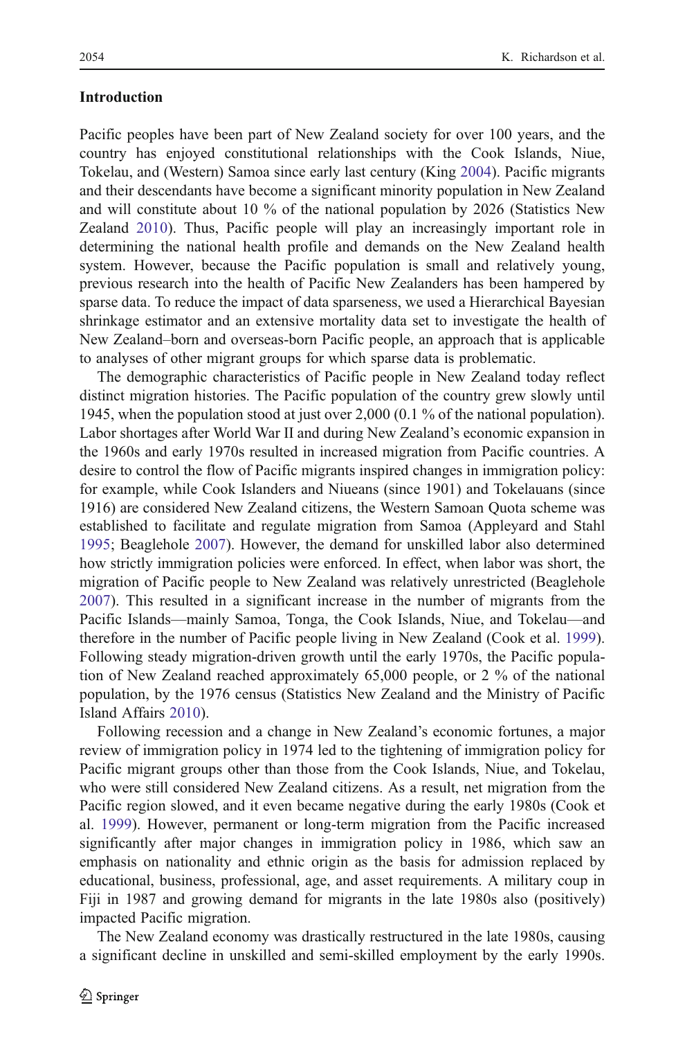## Introduction

Pacific peoples have been part of New Zealand society for over 100 years, and the country has enjoyed constitutional relationships with the Cook Islands, Niue, Tokelau, and (Western) Samoa since early last century (King 2004). Pacific migrants and their descendants have become a significant minority population in New Zealand and will constitute about 10 % of the national population by 2026 (Statistics New Zealand 2010). Thus, Pacific people will play an increasingly important role in determining the national health profile and demands on the New Zealand health system. However, because the Pacific population is small and relatively young, previous research into the health of Pacific New Zealanders has been hampered by sparse data. To reduce the impact of data sparseness, we used a Hierarchical Bayesian shrinkage estimator and an extensive mortality data set to investigate the health of New Zealand–born and overseas-born Pacific people, an approach that is applicable to analyses of other migrant groups for which sparse data is problematic.

The demographic characteristics of Pacific people in New Zealand today reflect distinct migration histories. The Pacific population of the country grew slowly until 1945, when the population stood at just over 2,000 (0.1 % of the national population). Labor shortages after World War II and during New Zealand's economic expansion in the 1960s and early 1970s resulted in increased migration from Pacific countries. A desire to control the flow of Pacific migrants inspired changes in immigration policy: for example, while Cook Islanders and Niueans (since 1901) and Tokelauans (since 1916) are considered New Zealand citizens, the Western Samoan Quota scheme was established to facilitate and regulate migration from Samoa (Appleyard and Stahl 1995; Beaglehole 2007). However, the demand for unskilled labor also determined how strictly immigration policies were enforced. In effect, when labor was short, the migration of Pacific people to New Zealand was relatively unrestricted (Beaglehole 2007). This resulted in a significant increase in the number of migrants from the Pacific Islands—mainly Samoa, Tonga, the Cook Islands, Niue, and Tokelau—and therefore in the number of Pacific people living in New Zealand (Cook et al. 1999). Following steady migration-driven growth until the early 1970s, the Pacific population of New Zealand reached approximately 65,000 people, or 2 % of the national population, by the 1976 census (Statistics New Zealand and the Ministry of Pacific Island Affairs 2010).

Following recession and a change in New Zealand's economic fortunes, a major review of immigration policy in 1974 led to the tightening of immigration policy for Pacific migrant groups other than those from the Cook Islands, Niue, and Tokelau, who were still considered New Zealand citizens. As a result, net migration from the Pacific region slowed, and it even became negative during the early 1980s (Cook et al. 1999). However, permanent or long-term migration from the Pacific increased significantly after major changes in immigration policy in 1986, which saw an emphasis on nationality and ethnic origin as the basis for admission replaced by educational, business, professional, age, and asset requirements. A military coup in Fiji in 1987 and growing demand for migrants in the late 1980s also (positively) impacted Pacific migration.

The New Zealand economy was drastically restructured in the late 1980s, causing a significant decline in unskilled and semi-skilled employment by the early 1990s.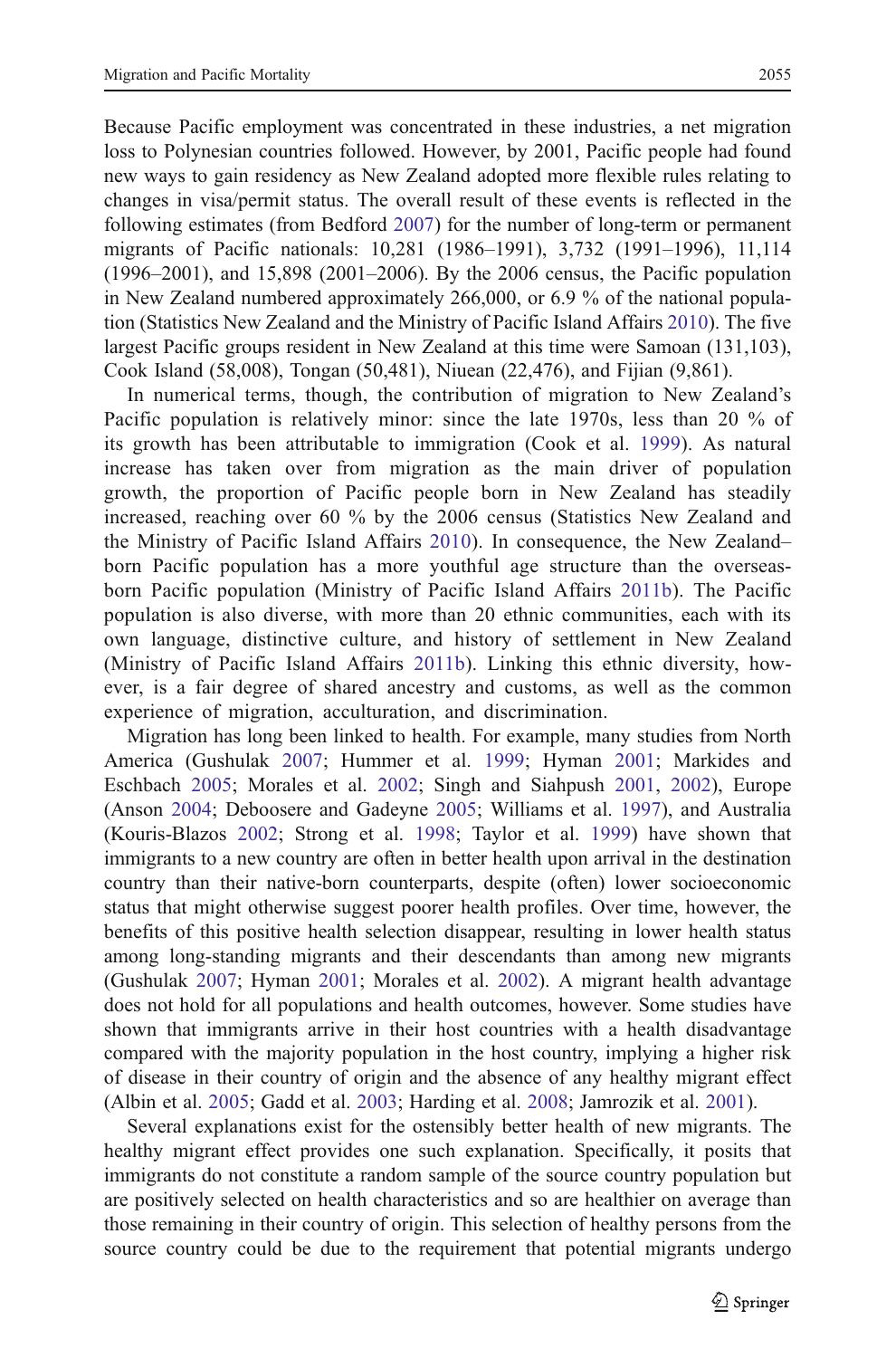Because Pacific employment was concentrated in these industries, a net migration loss to Polynesian countries followed. However, by 2001, Pacific people had found new ways to gain residency as New Zealand adopted more flexible rules relating to changes in visa/permit status. The overall result of these events is reflected in the following estimates (from Bedford 2007) for the number of long-term or permanent migrants of Pacific nationals: 10,281 (1986–1991), 3,732 (1991–1996), 11,114 (1996–2001), and 15,898 (2001–2006). By the 2006 census, the Pacific population in New Zealand numbered approximately 266,000, or 6.9 % of the national population (Statistics New Zealand and the Ministry of Pacific Island Affairs 2010). The five largest Pacific groups resident in New Zealand at this time were Samoan (131,103), Cook Island (58,008), Tongan (50,481), Niuean (22,476), and Fijian (9,861).

In numerical terms, though, the contribution of migration to New Zealand's Pacific population is relatively minor: since the late 1970s, less than 20 % of its growth has been attributable to immigration (Cook et al. 1999). As natural increase has taken over from migration as the main driver of population growth, the proportion of Pacific people born in New Zealand has steadily increased, reaching over 60 % by the 2006 census (Statistics New Zealand and the Ministry of Pacific Island Affairs 2010). In consequence, the New Zealand–born Pacific population has a more youthful age structure than the overseas-born Pacific population (Ministry of Pacific Island Affairs 2011b). The Pacific population is also diverse, with more than 20 ethnic communities, each with its own language, distinctive culture, and history of settlement in New Zealand (Ministry of Pacific Island Affairs 2011b). Linking this ethnic diversity, however, is a fair degree of shared ancestry and customs, as well as the common experience of migration, acculturation, and discrimination.

Migration has long been linked to health. For example, many studies from North America (Gushulak 2007; Hummer et al. 1999; Hyman 2001; Markides and Eschbach 2005; Morales et al. 2002; Singh and Siahpush 2001, 2002), Europe (Anson 2004; Deboosere and Gadeyne 2005; Williams et al. 1997), and Australia (Kouris-Blazos 2002; Strong et al. 1998; Taylor et al. 1999) have shown that immigrants to a new country are often in better health upon arrival in the destination country than their native-born counterparts, despite (often) lower socioeconomic status that might otherwise suggest poorer health profiles. Over time, however, the benefits of this positive health selection disappear, resulting in lower health status among long-standing migrants and their descendants than among new migrants (Gushulak 2007; Hyman 2001; Morales et al. 2002). A migrant health advantage does not hold for all populations and health outcomes, however. Some studies have shown that immigrants arrive in their host countries with a health disadvantage compared with the majority population in the host country, implying a higher risk of disease in their country of origin and the absence of any healthy migrant effect (Albin et al. 2005; Gadd et al. 2003; Harding et al. 2008; Jamrozik et al. 2001).

Several explanations exist for the ostensibly better health of new migrants. The healthy migrant effect provides one such explanation. Specifically, it posits that immigrants do not constitute a random sample of the source country population but are positively selected on health characteristics and so are healthier on average than those remaining in their country of origin. This selection of healthy persons from the source country could be due to the requirement that potential migrants undergo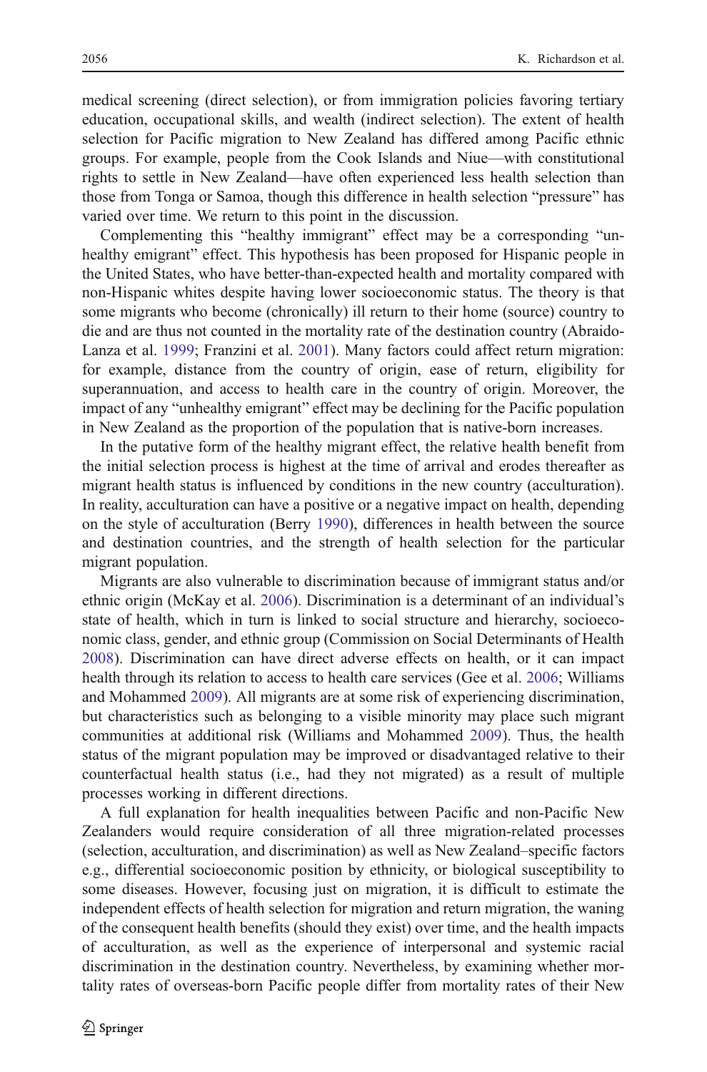medical screening (direct selection), or from immigration policies favoring tertiary education, occupational skills, and wealth (indirect selection). The extent of health selection for Pacific migration to New Zealand has differed among Pacific ethnic groups. For example, people from the Cook Islands and Niue—with constitutional rights to settle in New Zealand—have often experienced less health selection than those from Tonga or Samoa, though this difference in health selection "pressure" has varied over time. We return to this point in the discussion.

Complementing this "healthy immigrant" effect may be a corresponding "unhealthy emigrant" effect. This hypothesis has been proposed for Hispanic people in the United States, who have better-than-expected health and mortality compared with non-Hispanic whites despite having lower socioeconomic status. The theory is that some migrants who become (chronically) ill return to their home (source) country to die and are thus not counted in the mortality rate of the destination country (Abraido-Lanza et al. 1999; Franzini et al. 2001). Many factors could affect return migration: for example, distance from the country of origin, ease of return, eligibility for superannuation, and access to health care in the country of origin. Moreover, the impact of any "unhealthy emigrant" effect may be declining for the Pacific population in New Zealand as the proportion of the population that is native-born increases.

In the putative form of the healthy migrant effect, the relative health benefit from the initial selection process is highest at the time of arrival and erodes thereafter as migrant health status is influenced by conditions in the new country (acculturation). In reality, acculturation can have a positive or a negative impact on health, depending on the style of acculturation (Berry 1990), differences in health between the source and destination countries, and the strength of health selection for the particular migrant population.

Migrants are also vulnerable to discrimination because of immigrant status and/or ethnic origin (McKay et al. 2006). Discrimination is a determinant of an individual's state of health, which in turn is linked to social structure and hierarchy, socioeconomic class, gender, and ethnic group (Commission on Social Determinants of Health 2008). Discrimination can have direct adverse effects on health, or it can impact health through its relation to access to health care services (Gee et al. 2006; Williams and Mohammed 2009). All migrants are at some risk of experiencing discrimination, but characteristics such as belonging to a visible minority may place such migrant communities at additional risk (Williams and Mohammed 2009). Thus, the health status of the migrant population may be improved or disadvantaged relative to their counterfactual health status (i.e., had they not migrated) as a result of multiple processes working in different directions.

A full explanation for health inequalities between Pacific and non-Pacific New Zealanders would require consideration of all three migration-related processes (selection, acculturation, and discrimination) as well as New Zealand–specific factors e.g., differential socioeconomic position by ethnicity, or biological susceptibility to some diseases. However, focusing just on migration, it is difficult to estimate the independent effects of health selection for migration and return migration, the waning of the consequent health benefits (should they exist) over time, and the health impacts of acculturation, as well as the experience of interpersonal and systemic racial discrimination in the destination country. Nevertheless, by examining whether mortality rates of overseas-born Pacific people differ from mortality rates of their New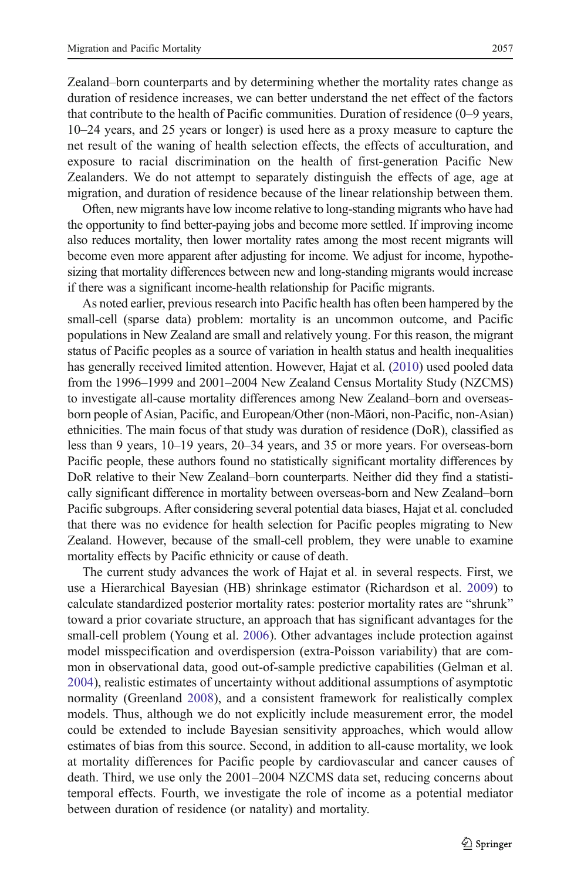Zealand–born counterparts and by determining whether the mortality rates change as duration of residence increases, we can better understand the net effect of the factors that contribute to the health of Pacific communities. Duration of residence (0–9 years, 10–24 years, and 25 years or longer) is used here as a proxy measure to capture the net result of the waning of health selection effects, the effects of acculturation, and exposure to racial discrimination on the health of first-generation Pacific New Zealanders. We do not attempt to separately distinguish the effects of age, age at migration, and duration of residence because of the linear relationship between them.

Often, new migrants have low income relative to long-standing migrants who have had the opportunity to find better-paying jobs and become more settled. If improving income also reduces mortality, then lower mortality rates among the most recent migrants will become even more apparent after adjusting for income. We adjust for income, hypothesizing that mortality differences between new and long-standing migrants would increase if there was a significant income-health relationship for Pacific migrants.

As noted earlier, previous research into Pacific health has often been hampered by the small-cell (sparse data) problem: mortality is an uncommon outcome, and Pacific populations in New Zealand are small and relatively young. For this reason, the migrant status of Pacific peoples as a source of variation in health status and health inequalities has generally received limited attention. However, Hajat et al. (2010) used pooled data from the 1996–1999 and 2001–2004 New Zealand Census Mortality Study (NZCMS) to investigate all-cause mortality differences among New Zealand–born and overseas-born people of Asian, Pacific, and European/Other (non-Māori, non-Pacific, non-Asian) ethnicities. The main focus of that study was duration of residence (DoR), classified as less than 9 years, 10–19 years, 20–34 years, and 35 or more years. For overseas-born Pacific people, these authors found no statistically significant mortality differences by DoR relative to their New Zealand–born counterparts. Neither did they find a statistically significant difference in mortality between overseas-born and New Zealand–born Pacific subgroups. After considering several potential data biases, Hajat et al. concluded that there was no evidence for health selection for Pacific peoples migrating to New Zealand. However, because of the small-cell problem, they were unable to examine mortality effects by Pacific ethnicity or cause of death.

The current study advances the work of Hajat et al. in several respects. First, we use a Hierarchical Bayesian (HB) shrinkage estimator (Richardson et al. 2009) to calculate standardized posterior mortality rates: posterior mortality rates are "shrunk" toward a prior covariate structure, an approach that has significant advantages for the small-cell problem (Young et al. 2006). Other advantages include protection against model misspecification and overdispersion (extra-Poisson variability) that are common in observational data, good out-of-sample predictive capabilities (Gelman et al. 2004), realistic estimates of uncertainty without additional assumptions of asymptotic normality (Greenland 2008), and a consistent framework for realistically complex models. Thus, although we do not explicitly include measurement error, the model could be extended to include Bayesian sensitivity approaches, which would allow estimates of bias from this source. Second, in addition to all-cause mortality, we look at mortality differences for Pacific people by cardiovascular and cancer causes of death. Third, we use only the 2001–2004 NZCMS data set, reducing concerns about temporal effects. Fourth, we investigate the role of income as a potential mediator between duration of residence (or natality) and mortality.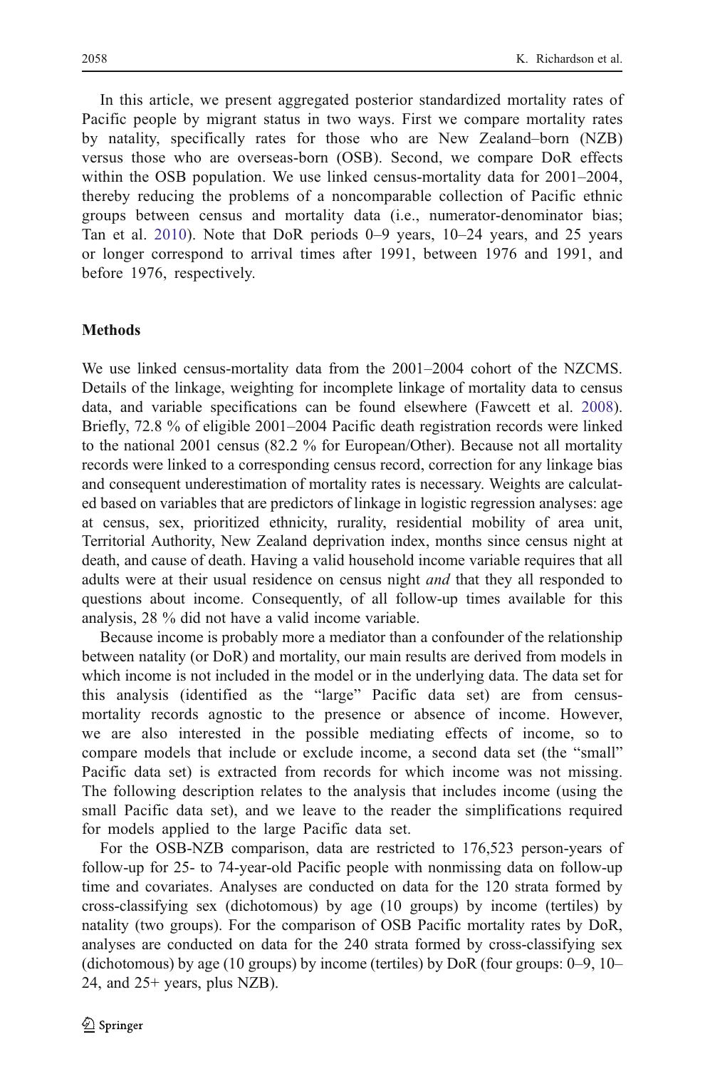In this article, we present aggregated posterior standardized mortality rates of Pacific people by migrant status in two ways. First we compare mortality rates by natality, specifically rates for those who are New Zealand–born (NZB) versus those who are overseas-born (OSB). Second, we compare DoR effects within the OSB population. We use linked census-mortality data for 2001–2004, thereby reducing the problems of a noncomparable collection of Pacific ethnic groups between census and mortality data (i.e., numerator-denominator bias; Tan et al. 2010). Note that DoR periods 0–9 years, 10–24 years, and 25 years or longer correspond to arrival times after 1991, between 1976 and 1991, and before 1976, respectively.

## Methods

We use linked census-mortality data from the 2001–2004 cohort of the NZCMS. Details of the linkage, weighting for incomplete linkage of mortality data to census data, and variable specifications can be found elsewhere (Fawcett et al. 2008). Briefly, 72.8 % of eligible 2001–2004 Pacific death registration records were linked to the national 2001 census (82.2 % for European/Other). Because not all mortality records were linked to a corresponding census record, correction for any linkage bias and consequent underestimation of mortality rates is necessary. Weights are calculated based on variables that are predictors of linkage in logistic regression analyses: age at census, sex, prioritized ethnicity, rurality, residential mobility of area unit, Territorial Authority, New Zealand deprivation index, months since census night at death, and cause of death. Having a valid household income variable requires that all adults were at their usual residence on census night *and* that they all responded to questions about income. Consequently, of all follow-up times available for this analysis, 28 % did not have a valid income variable.

Because income is probably more a mediator than a confounder of the relationship between natality (or DoR) and mortality, our main results are derived from models in which income is not included in the model or in the underlying data. The data set for this analysis (identified as the "large" Pacific data set) are from census-mortality records agnostic to the presence or absence of income. However, we are also interested in the possible mediating effects of income, so to compare models that include or exclude income, a second data set (the "small" Pacific data set) is extracted from records for which income was not missing. The following description relates to the analysis that includes income (using the small Pacific data set), and we leave to the reader the simplifications required for models applied to the large Pacific data set.

For the OSB-NZB comparison, data are restricted to 176,523 person-years of follow-up for 25- to 74-year-old Pacific people with nonmissing data on follow-up time and covariates. Analyses are conducted on data for the 120 strata formed by cross-classifying sex (dichotomous) by age (10 groups) by income (tertiles) by natality (two groups). For the comparison of OSB Pacific mortality rates by DoR, analyses are conducted on data for the 240 strata formed by cross-classifying sex (dichotomous) by age (10 groups) by income (tertiles) by DoR (four groups: 0–9, 10–24, and 25+ years, plus NZB).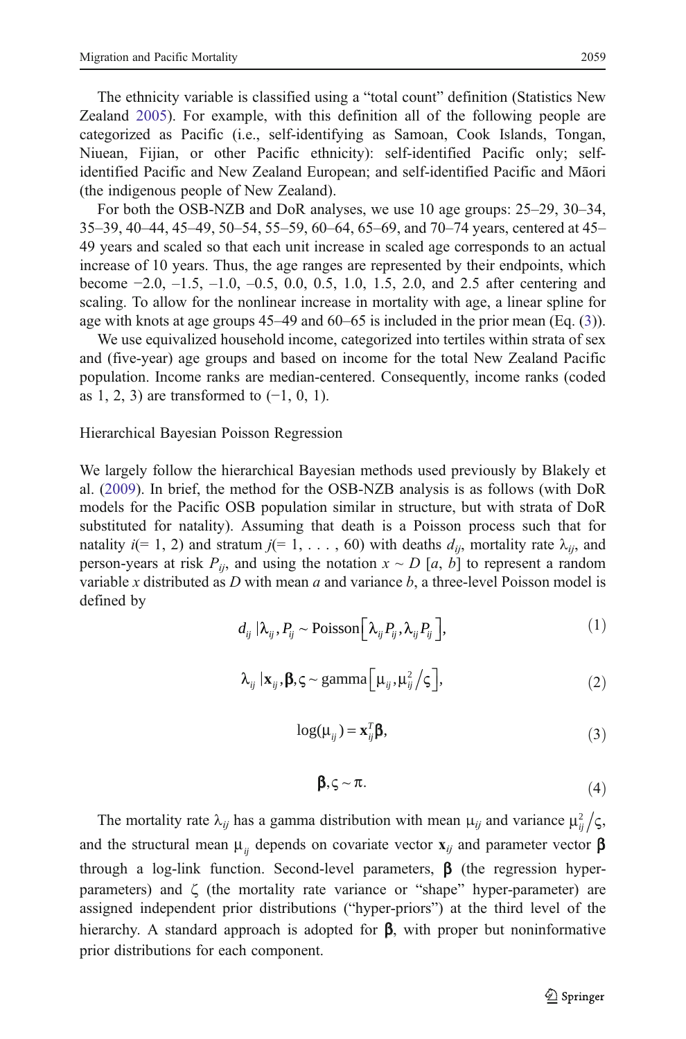The ethnicity variable is classified using a "total count" definition (Statistics New Zealand 2005). For example, with this definition all of the following people are categorized as Pacific (i.e., self-identifying as Samoan, Cook Islands, Tongan, Niuean, Fijian, or other Pacific ethnicity): self-identified Pacific only; self-identified Pacific and New Zealand European; and self-identified Pacific and Māori (the indigenous people of New Zealand).

For both the OSB-NZB and DoR analyses, we use 10 age groups: 25–29, 30–34, 35–39, 40–44, 45–49, 50–54, 55–59, 60–64, 65–69, and 70–74 years, centered at 45–49 years and scaled so that each unit increase in scaled age corresponds to an actual increase of 10 years. Thus, the age ranges are represented by their endpoints, which become −2.0, –1.5, –1.0, –0.5, 0.0, 0.5, 1.0, 1.5, 2.0, and 2.5 after centering and scaling. To allow for the nonlinear increase in mortality with age, a linear spline for age with knots at age groups 45–49 and 60–65 is included in the prior mean (Eq. (3)).

We use equivalized household income, categorized into tertiles within strata of sex and (five-year) age groups and based on income for the total New Zealand Pacific population. Income ranks are median-centered. Consequently, income ranks (coded as 1, 2, 3) are transformed to (−1, 0, 1).

## Hierarchical Bayesian Poisson Regression

We largely follow the hierarchical Bayesian methods used previously by Blakely et al. (2009). In brief, the method for the OSB-NZB analysis is as follows (with DoR models for the Pacific OSB population similar in structure, but with strata of DoR substituted for natality). Assuming that death is a Poisson process such that for natality $i$(= 1, 2) and stratum $j$(= 1, . . . , 60) with deaths $d_{ij}$, mortality rate $\lambda_{ij}$, and person-years at risk $P_{ij}$, and using the notation $x \sim D\,[a, b]$ to represent a random variable $x$ distributed as $D$ with mean $a$ and variance $b$, a three-level Poisson model is defined by

$$d_{ij} \,|\lambda_{ij}, P_{ij} \sim \text{Poisson}\left[\lambda_{ij}P_{ij}, \lambda_{ij}P_{ij}\right], \tag{1}$$

$$\lambda_{ij} \,|\mathbf{x}_{ij}, \boldsymbol{\beta}, \varsigma \sim \text{gamma}\left[\mu_{ij}, \mu_{ij}^2 / \varsigma\right], \tag{2}$$

$$\log(\mu_{ij}) = \mathbf{x}_{ij}^T \boldsymbol{\beta}, \tag{3}$$

$$\boldsymbol{\beta}, \varsigma \sim \pi. \tag{4}$$

The mortality rate $\lambda_{ij}$ has a gamma distribution with mean $\mu_{ij}$ and variance $\mu_{ij}^2 / \varsigma$, and the structural mean $\mu_{ij}$ depends on covariate vector $\mathbf{x}_{ij}$ and parameter vector $\boldsymbol{\beta}$ through a log-link function. Second-level parameters, $\boldsymbol{\beta}$ (the regression hyper-parameters) and $\zeta$ (the mortality rate variance or "shape" hyper-parameter) are assigned independent prior distributions ("hyper-priors") at the third level of the hierarchy. A standard approach is adopted for $\boldsymbol{\beta}$, with proper but noninformative prior distributions for each component.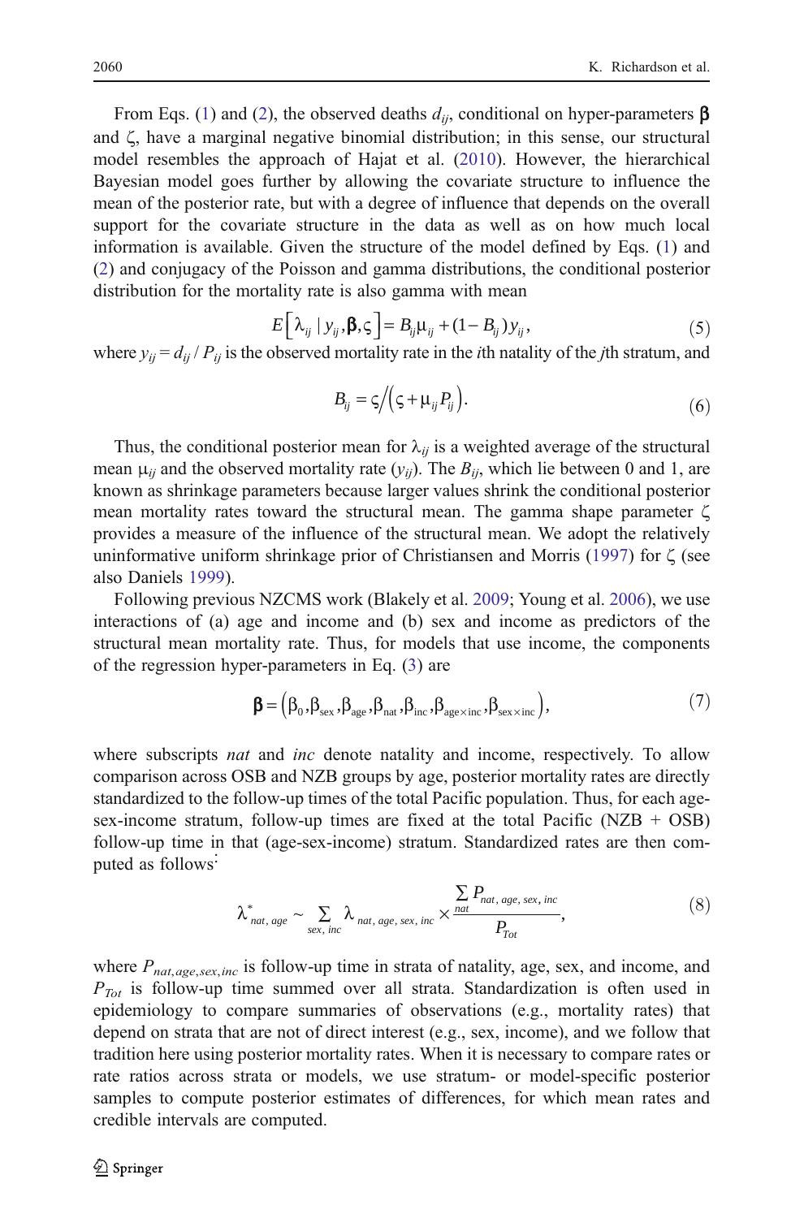From Eqs. (1) and (2), the observed deaths $d_{ij}$, conditional on hyper-parameters $\boldsymbol{\beta}$ and $\zeta$, have a marginal negative binomial distribution; in this sense, our structural model resembles the approach of Hajat et al. (2010). However, the hierarchical Bayesian model goes further by allowing the covariate structure to influence the mean of the posterior rate, but with a degree of influence that depends on the overall support for the covariate structure in the data as well as on how much local information is available. Given the structure of the model defined by Eqs. (1) and (2) and conjugacy of the Poisson and gamma distributions, the conditional posterior distribution for the mortality rate is also gamma with mean

$$E\left[\lambda_{ij} \mid y_{ij}, \boldsymbol{\beta}, \varsigma\right] = B_{ij}\mu_{ij} + (1 - B_{ij})y_{ij}, \tag{5}$$

where $y_{ij} = d_{ij} / P_{ij}$ is the observed mortality rate in the $i$th natality of the $j$th stratum, and

$$B_{ij} = \varsigma \big/ \left(\varsigma + \mu_{ij} P_{ij}\right). \tag{6}$$

Thus, the conditional posterior mean for $\lambda_{ij}$ is a weighted average of the structural mean $\mu_{ij}$ and the observed mortality rate ($y_{ij}$). The $B_{ij}$, which lie between 0 and 1, are known as shrinkage parameters because larger values shrink the conditional posterior mean mortality rates toward the structural mean. The gamma shape parameter $\zeta$ provides a measure of the influence of the structural mean. We adopt the relatively uninformative uniform shrinkage prior of Christiansen and Morris (1997) for $\zeta$ (see also Daniels 1999).

Following previous NZCMS work (Blakely et al. 2009; Young et al. 2006), we use interactions of (a) age and income and (b) sex and income as predictors of the structural mean mortality rate. Thus, for models that use income, the components of the regression hyper-parameters in Eq. (3) are

$$\boldsymbol{\beta} = \left(\beta_0, \beta_{\text{sex}}, \beta_{\text{age}}, \beta_{\text{nat}}, \beta_{\text{inc}}, \beta_{\text{age}\times\text{inc}}, \beta_{\text{sex}\times\text{inc}}\right), \tag{7}$$

where subscripts *nat* and *inc* denote natality and income, respectively. To allow comparison across OSB and NZB groups by age, posterior mortality rates are directly standardized to the follow-up times of the total Pacific population. Thus, for each age-sex-income stratum, follow-up times are fixed at the total Pacific (NZB + OSB) follow-up time in that (age-sex-income) stratum. Standardized rates are then computed as follows:

$$\lambda^*_{nat,\,age} \sim \sum_{sex,\,inc} \lambda_{nat,\,age,\,sex,\,inc} \times \frac{\sum_{nat} P_{nat,\,age,\,sex,\,inc}}{P_{Tot}}, \tag{8}$$

where $P_{nat,age,sex,inc}$ is follow-up time in strata of natality, age, sex, and income, and $P_{Tot}$ is follow-up time summed over all strata. Standardization is often used in epidemiology to compare summaries of observations (e.g., mortality rates) that depend on strata that are not of direct interest (e.g., sex, income), and we follow that tradition here using posterior mortality rates. When it is necessary to compare rates or rate ratios across strata or models, we use stratum- or model-specific posterior samples to compute posterior estimates of differences, for which mean rates and credible intervals are computed.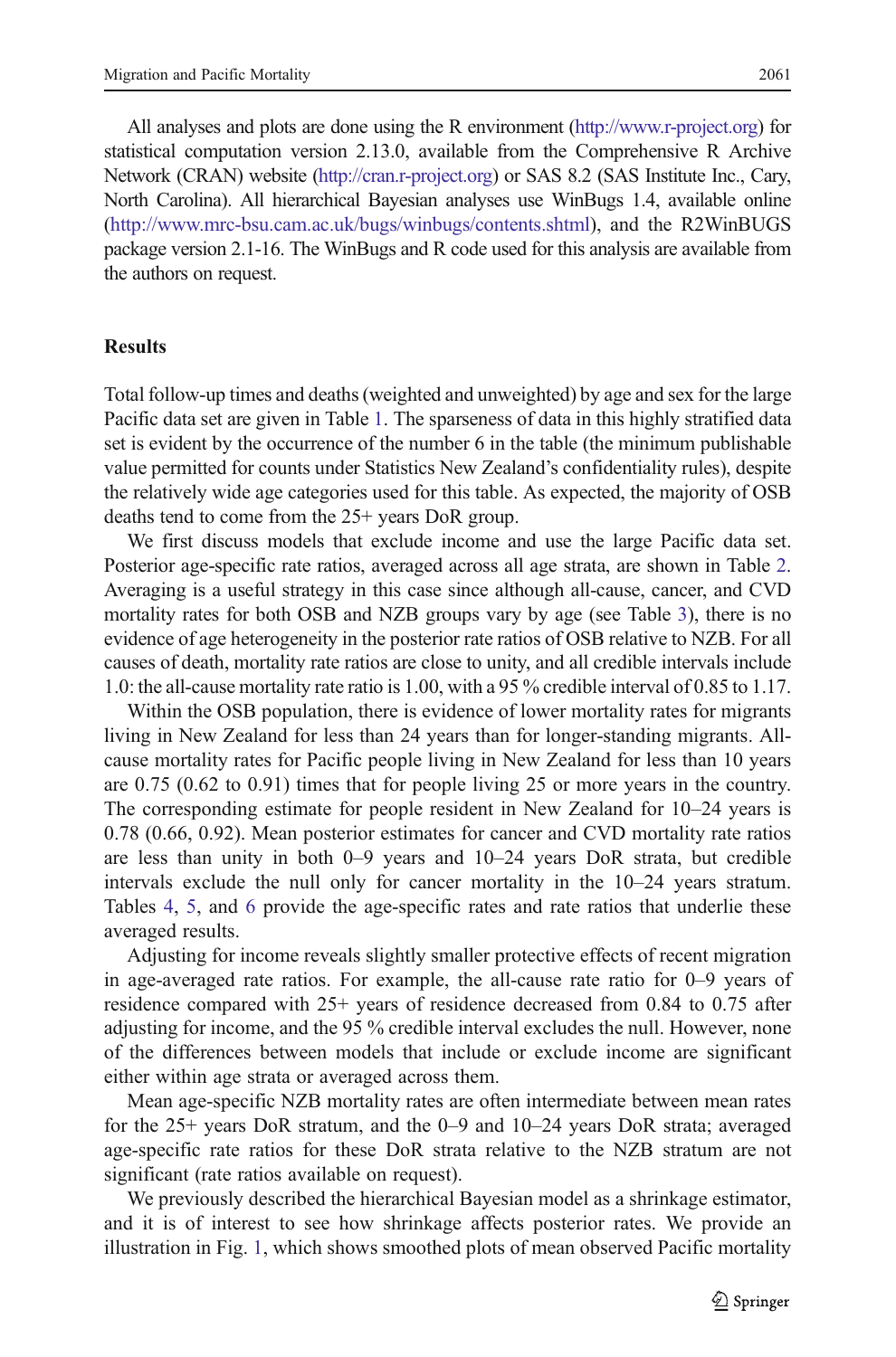All analyses and plots are done using the R environment (http://www.r-project.org) for statistical computation version 2.13.0, available from the Comprehensive R Archive Network (CRAN) website (http://cran.r-project.org) or SAS 8.2 (SAS Institute Inc., Cary, North Carolina). All hierarchical Bayesian analyses use WinBugs 1.4, available online (http://www.mrc-bsu.cam.ac.uk/bugs/winbugs/contents.shtml), and the R2WinBUGS package version 2.1-16. The WinBugs and R code used for this analysis are available from the authors on request.

## Results

Total follow-up times and deaths (weighted and unweighted) by age and sex for the large Pacific data set are given in Table 1. The sparseness of data in this highly stratified data set is evident by the occurrence of the number 6 in the table (the minimum publishable value permitted for counts under Statistics New Zealand's confidentiality rules), despite the relatively wide age categories used for this table. As expected, the majority of OSB deaths tend to come from the 25+ years DoR group.

We first discuss models that exclude income and use the large Pacific data set. Posterior age-specific rate ratios, averaged across all age strata, are shown in Table 2. Averaging is a useful strategy in this case since although all-cause, cancer, and CVD mortality rates for both OSB and NZB groups vary by age (see Table 3), there is no evidence of age heterogeneity in the posterior rate ratios of OSB relative to NZB. For all causes of death, mortality rate ratios are close to unity, and all credible intervals include 1.0: the all-cause mortality rate ratio is 1.00, with a 95 % credible interval of 0.85 to 1.17.

Within the OSB population, there is evidence of lower mortality rates for migrants living in New Zealand for less than 24 years than for longer-standing migrants. All-cause mortality rates for Pacific people living in New Zealand for less than 10 years are 0.75 (0.62 to 0.91) times that for people living 25 or more years in the country. The corresponding estimate for people resident in New Zealand for 10–24 years is 0.78 (0.66, 0.92). Mean posterior estimates for cancer and CVD mortality rate ratios are less than unity in both 0–9 years and 10–24 years DoR strata, but credible intervals exclude the null only for cancer mortality in the 10–24 years stratum. Tables 4, 5, and 6 provide the age-specific rates and rate ratios that underlie these averaged results.

Adjusting for income reveals slightly smaller protective effects of recent migration in age-averaged rate ratios. For example, the all-cause rate ratio for 0–9 years of residence compared with 25+ years of residence decreased from 0.84 to 0.75 after adjusting for income, and the 95 % credible interval excludes the null. However, none of the differences between models that include or exclude income are significant either within age strata or averaged across them.

Mean age-specific NZB mortality rates are often intermediate between mean rates for the 25+ years DoR stratum, and the 0–9 and 10–24 years DoR strata; averaged age-specific rate ratios for these DoR strata relative to the NZB stratum are not significant (rate ratios available on request).

We previously described the hierarchical Bayesian model as a shrinkage estimator, and it is of interest to see how shrinkage affects posterior rates. We provide an illustration in Fig. 1, which shows smoothed plots of mean observed Pacific mortality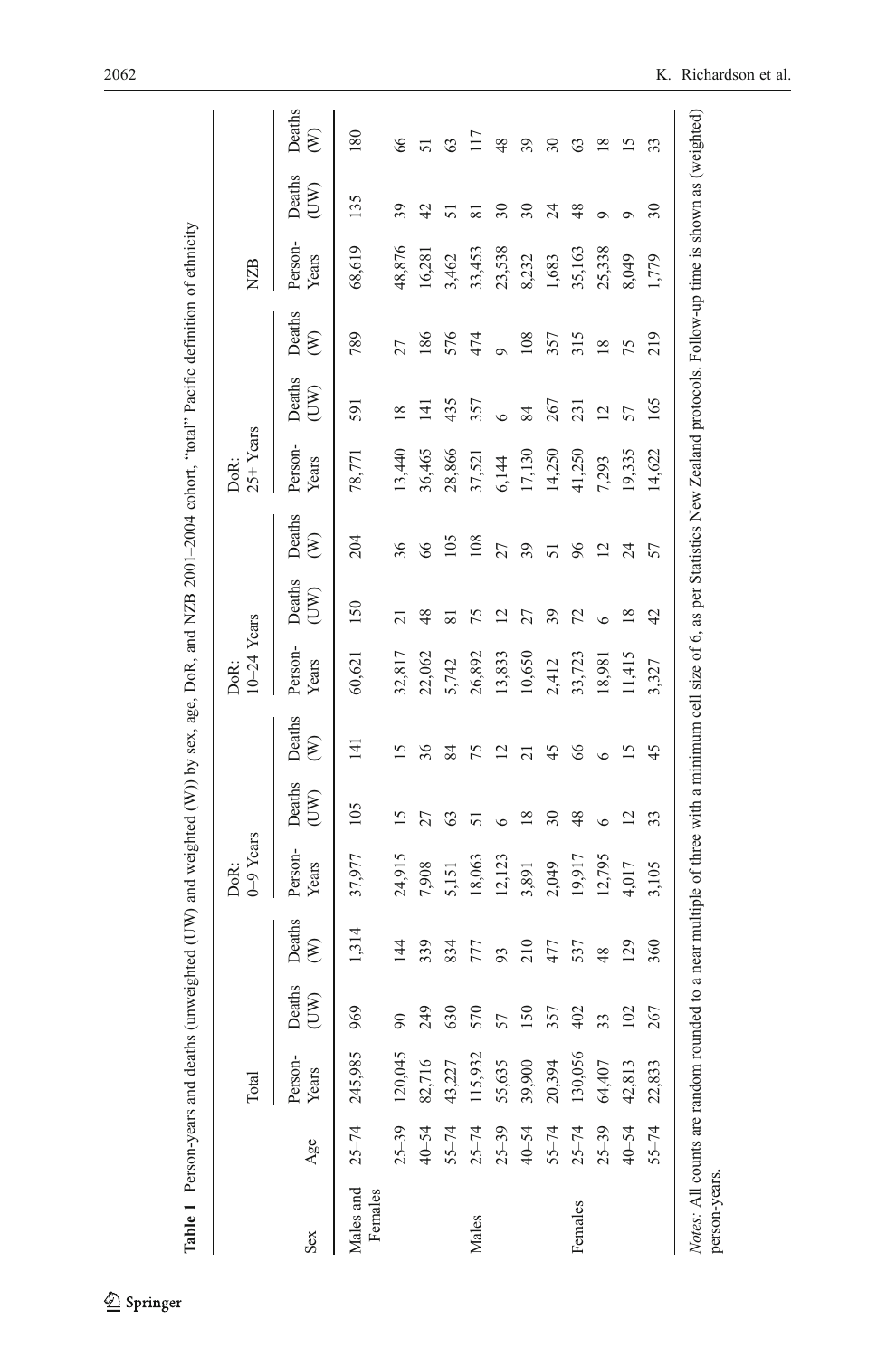**Table 1** Person-years and deaths (unweighted (UW) and weighted (W)) by sex, age, DoR, and NZB 2001–2004 cohort, "total" Pacific definition of ethnicity

| Sex | Age | Total | | | DoR: 0–9 Years | | | DoR: 10–24 Years | | | DoR: 25+ Years | | | NZB | | |
|---|---|---|---|---|---|---|---|---|---|---|---|---|---|---|---|---|
| | | Person-Years | Deaths (UW) | Deaths (W) | Person-Years | Deaths (UW) | Deaths (W) | Person-Years | Deaths (UW) | Deaths (W) | Person-Years | Deaths (UW) | Deaths (W) | Person-Years | Deaths (UW) | Deaths (W) |
| Males and Females | 25–74 | 245,985 | 969 | 1,314 | 37,977 | 105 | 141 | 60,621 | 150 | 204 | 78,771 | 591 | 789 | 68,619 | 135 | 180 |
| | 25–39 | 120,045 | 90 | 144 | 24,915 | 15 | 15 | 32,817 | 21 | 36 | 13,440 | 18 | 27 | 48,876 | 39 | 66 |
| | 40–54 | 82,716 | 249 | 339 | 7,908 | 27 | 36 | 22,062 | 48 | 66 | 36,465 | 141 | 186 | 16,281 | 42 | 51 |
| | 55–74 | 43,227 | 630 | 834 | 5,151 | 63 | 84 | 5,742 | 81 | 105 | 28,866 | 435 | 576 | 3,462 | 51 | 63 |
| Males | 25–74 | 115,932 | 570 | 777 | 18,063 | 51 | 75 | 26,892 | 75 | 108 | 37,521 | 357 | 474 | 33,453 | 81 | 117 |
| | 25–39 | 55,635 | 57 | 93 | 12,123 | 6 | 12 | 13,833 | 12 | 27 | 6,144 | 6 | 9 | 23,538 | 30 | 48 |
| | 40–54 | 39,900 | 150 | 210 | 3,891 | 18 | 21 | 10,650 | 27 | 39 | 17,130 | 84 | 108 | 8,232 | 30 | 39 |
| | 55–74 | 20,394 | 357 | 477 | 2,049 | 30 | 45 | 2,412 | 39 | 51 | 14,250 | 267 | 357 | 1,683 | 24 | 30 |
| Females | 25–74 | 130,056 | 402 | 537 | 19,917 | 48 | 66 | 33,723 | 72 | 96 | 41,250 | 231 | 315 | 35,163 | 48 | 63 |
| | 25–39 | 64,407 | 33 | 48 | 12,795 | 6 | 6 | 18,981 | 6 | 12 | 7,293 | 12 | 18 | 25,338 | 9 | 18 |
| | 40–54 | 42,813 | 102 | 129 | 4,017 | 12 | 15 | 11,415 | 18 | 24 | 19,335 | 57 | 75 | 8,049 | 9 | 15 |
| | 55–74 | 22,833 | 267 | 360 | 3,105 | 33 | 45 | 3,327 | 42 | 57 | 14,622 | 165 | 219 | 1,779 | 30 | 33 |

*Notes*: All counts are random rounded to a near multiple of three with a minimum cell size of 6, as per Statistics New Zealand protocols. Follow-up time is shown as (weighted) person-years.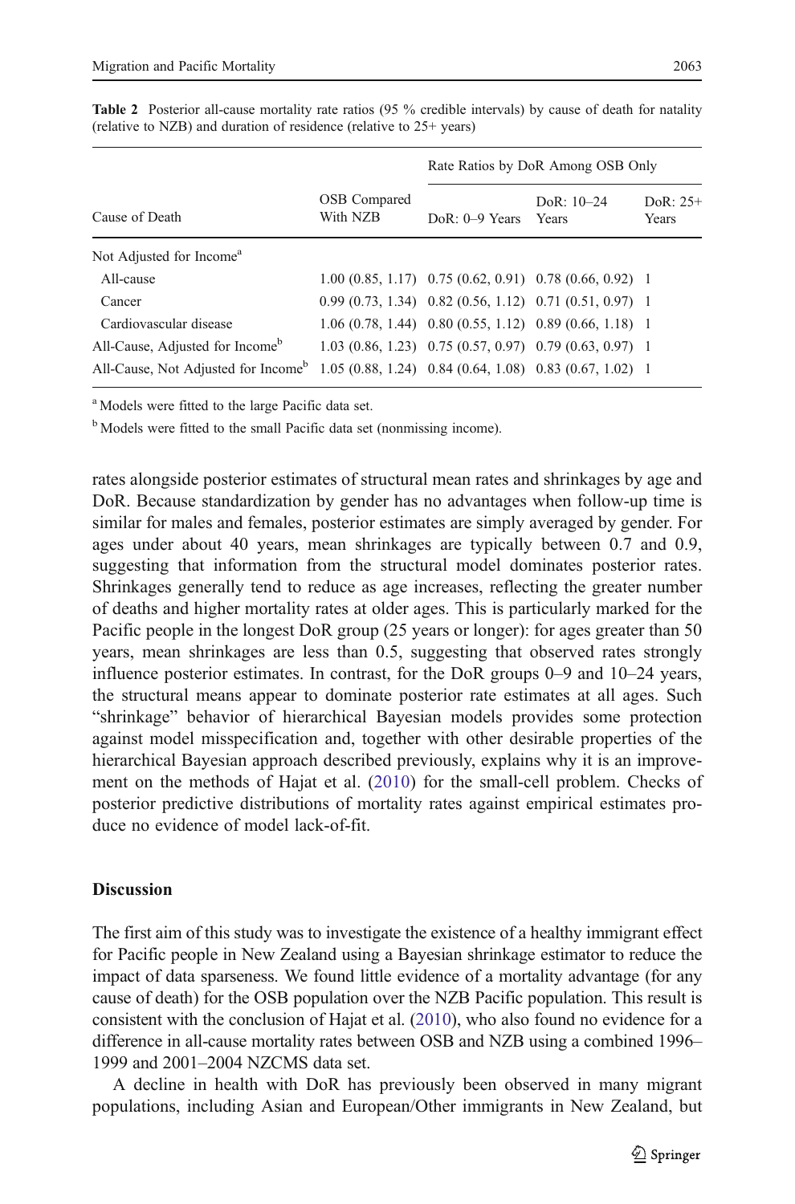**Table 2** Posterior all-cause mortality rate ratios (95 % credible intervals) by cause of death for natality (relative to NZB) and duration of residence (relative to 25+ years)

| Cause of Death | OSB Compared With NZB | Rate Ratios by DoR Among OSB Only | | |
|---|---|---|---|---|
| | | DoR: 0–9 Years | DoR: 10–24 Years | DoR: 25+ Years |
| Not Adjusted for Income[a] | | | | |
| All-cause | 1.00 (0.85, 1.17) | 0.75 (0.62, 0.91) | 0.78 (0.66, 0.92) | 1 |
| Cancer | 0.99 (0.73, 1.34) | 0.82 (0.56, 1.12) | 0.71 (0.51, 0.97) | 1 |
| Cardiovascular disease | 1.06 (0.78, 1.44) | 0.80 (0.55, 1.12) | 0.89 (0.66, 1.18) | 1 |
| All-Cause, Adjusted for Income[b] | 1.03 (0.86, 1.23) | 0.75 (0.57, 0.97) | 0.79 (0.63, 0.97) | 1 |
| All-Cause, Not Adjusted for Income[b] | 1.05 (0.88, 1.24) | 0.84 (0.64, 1.08) | 0.83 (0.67, 1.02) | 1 |

[a] Models were fitted to the large Pacific data set.

[b] Models were fitted to the small Pacific data set (nonmissing income).

rates alongside posterior estimates of structural mean rates and shrinkages by age and DoR. Because standardization by gender has no advantages when follow-up time is similar for males and females, posterior estimates are simply averaged by gender. For ages under about 40 years, mean shrinkages are typically between 0.7 and 0.9, suggesting that information from the structural model dominates posterior rates. Shrinkages generally tend to reduce as age increases, reflecting the greater number of deaths and higher mortality rates at older ages. This is particularly marked for the Pacific people in the longest DoR group (25 years or longer): for ages greater than 50 years, mean shrinkages are less than 0.5, suggesting that observed rates strongly influence posterior estimates. In contrast, for the DoR groups 0–9 and 10–24 years, the structural means appear to dominate posterior rate estimates at all ages. Such "shrinkage" behavior of hierarchical Bayesian models provides some protection against model misspecification and, together with other desirable properties of the hierarchical Bayesian approach described previously, explains why it is an improvement on the methods of Hajat et al. (2010) for the small-cell problem. Checks of posterior predictive distributions of mortality rates against empirical estimates produce no evidence of model lack-of-fit.

## Discussion

The first aim of this study was to investigate the existence of a healthy immigrant effect for Pacific people in New Zealand using a Bayesian shrinkage estimator to reduce the impact of data sparseness. We found little evidence of a mortality advantage (for any cause of death) for the OSB population over the NZB Pacific population. This result is consistent with the conclusion of Hajat et al. (2010), who also found no evidence for a difference in all-cause mortality rates between OSB and NZB using a combined 1996–1999 and 2001–2004 NZCMS data set.

A decline in health with DoR has previously been observed in many migrant populations, including Asian and European/Other immigrants in New Zealand, but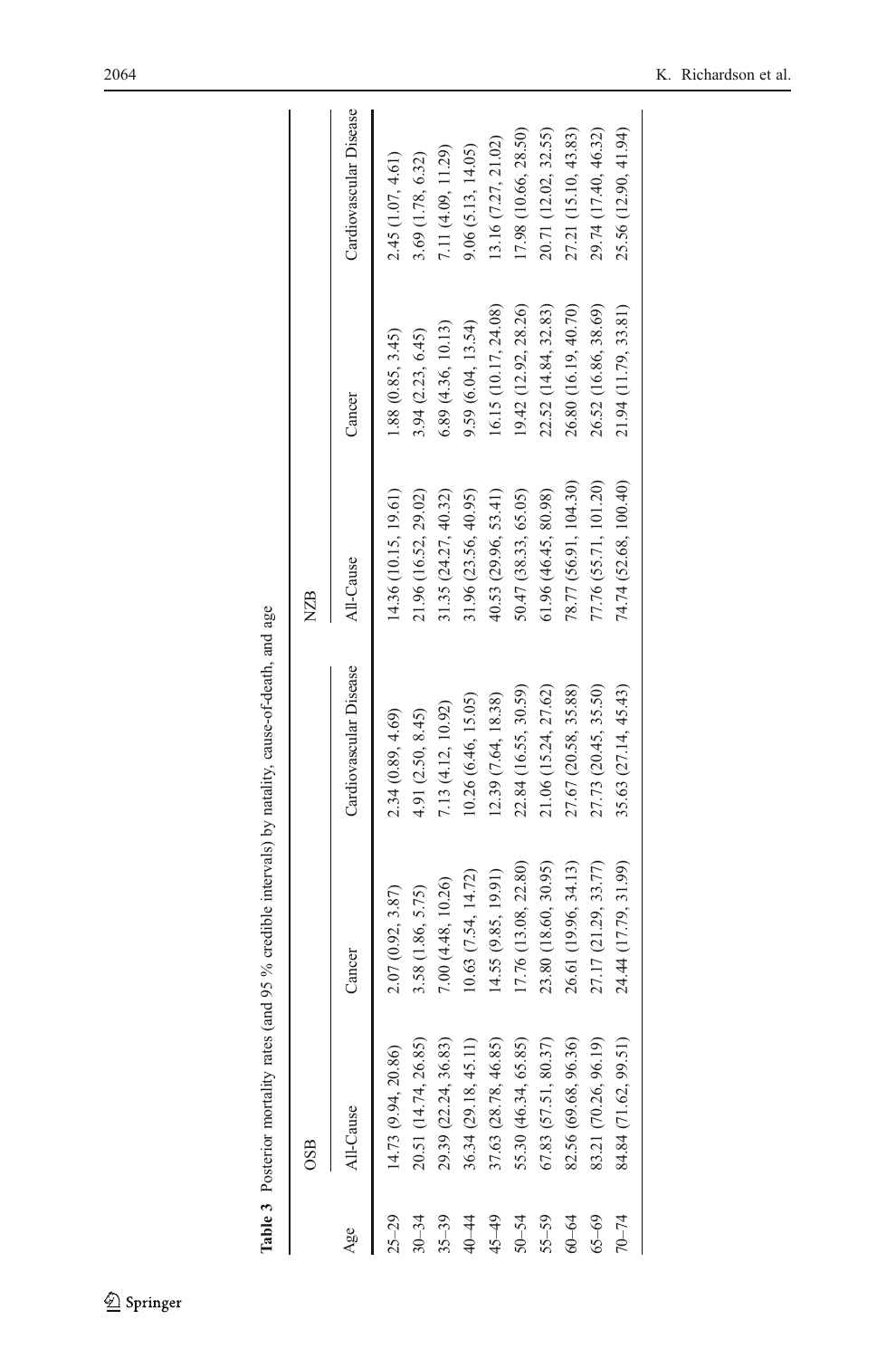**Table 3** Posterior mortality rates (and 95 % credible intervals) by natality, cause-of-death, and age

| Age | OSB | | | NZB | | |
|---|---|---|---|---|---|---|
| | All-Cause | Cancer | Cardiovascular Disease | All-Cause | Cancer | Cardiovascular Disease |
| 25–29 | 14.73 (9.94, 20.86) | 2.07 (0.92, 3.87) | 2.34 (0.89, 4.69) | 14.36 (10.15, 19.61) | 1.88 (0.85, 3.45) | 2.45 (1.07, 4.61) |
| 30–34 | 20.51 (14.74, 26.85) | 3.58 (1.86, 5.75) | 4.91 (2.50, 8.45) | 21.96 (16.52, 29.02) | 3.94 (2.23, 6.45) | 3.69 (1.78, 6.32) |
| 35–39 | 29.39 (22.24, 36.83) | 7.00 (4.48, 10.26) | 7.13 (4.12, 10.92) | 31.35 (24.27, 40.32) | 6.89 (4.36, 10.13) | 7.11 (4.09, 11.29) |
| 40–44 | 36.34 (29.18, 45.11) | 10.63 (7.54, 14.72) | 10.26 (6.46, 15.05) | 31.96 (23.56, 40.95) | 9.59 (6.04, 13.54) | 9.06 (5.13, 14.05) |
| 45–49 | 37.63 (28.78, 46.85) | 14.55 (9.85, 19.91) | 12.39 (7.64, 18.38) | 40.53 (29.96, 53.41) | 16.15 (10.17, 24.08) | 13.16 (7.27, 21.02) |
| 50–54 | 55.30 (46.34, 65.85) | 17.76 (13.08, 22.80) | 22.84 (16.55, 30.59) | 50.47 (38.33, 65.05) | 19.42 (12.92, 28.26) | 17.98 (10.66, 28.50) |
| 55–59 | 67.83 (57.51, 80.37) | 23.80 (18.60, 30.95) | 21.06 (15.24, 27.62) | 61.96 (46.45, 80.98) | 22.52 (14.84, 32.83) | 20.71 (12.02, 32.55) |
| 60–64 | 82.56 (69.68, 96.36) | 26.61 (19.96, 34.13) | 27.67 (20.58, 35.88) | 78.77 (56.91, 104.30) | 26.80 (16.19, 40.70) | 27.21 (15.10, 43.83) |
| 65–69 | 83.21 (70.26, 96.19) | 27.17 (21.29, 33.77) | 27.73 (20.45, 35.50) | 77.76 (55.71, 101.20) | 26.52 (16.86, 38.69) | 29.74 (17.40, 46.32) |
| 70–74 | 84.84 (71.62, 99.51) | 24.44 (17.79, 31.99) | 35.63 (27.14, 45.43) | 74.74 (52.68, 100.40) | 21.94 (11.79, 33.81) | 25.56 (12.90, 41.94) |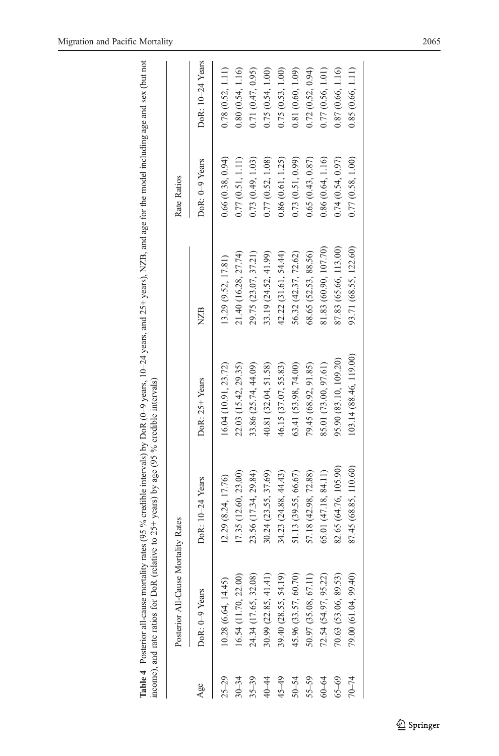**Table 4** Posterior all-cause mortality rates (95 % credible intervals) by DoR (0–9 years, 10–24 years, and 25+ years), NZB, and age for the model including age and sex (but not income), and rate ratios for DoR (relative to 25+ years) by age (95 % credible intervals)

| | Posterior All-Cause Mortality Rates | | | | Rate Ratios | |
|---|---|---|---|---|---|---|
| Age | DoR: 0–9 Years | DoR: 10–24 Years | DoR: 25+ Years | NZB | DoR: 0–9 Years | DoR: 10–24 Years |
| 25–29 | 10.28 (6.64, 14.45) | 12.29 (8.24, 17.76) | 16.04 (10.91, 23.72) | 13.29 (9.52, 17.81) | 0.66 (0.38, 0.94) | 0.78 (0.52, 1.11) |
| 30–34 | 16.54 (11.70, 22.00) | 17.35 (12.60, 23.00) | 22.03 (15.42, 29.35) | 21.40 (16.28, 27.74) | 0.77 (0.51, 1.11) | 0.80 (0.54, 1.16) |
| 35–39 | 24.34 (17.65, 32.08) | 23.56 (17.34, 29.84) | 33.86 (25.74, 44.09) | 29.75 (23.07, 37.21) | 0.73 (0.49, 1.03) | 0.71 (0.47, 0.95) |
| 40–44 | 30.99 (22.85, 41.41) | 30.24 (23.55, 37.69) | 40.81 (32.04, 51.58) | 33.19 (24.52, 41.99) | 0.77 (0.52, 1.08) | 0.75 (0.54, 1.00) |
| 45–49 | 39.40 (28.55, 54.19) | 34.23 (24.88, 44.43) | 46.15 (37.07, 55.83) | 42.22 (31.61, 54.44) | 0.86 (0.61, 1.25) | 0.75 (0.53, 1.00) |
| 50–54 | 45.96 (33.57, 60.70) | 51.13 (39.55, 66.67) | 63.41 (53.98, 74.00) | 56.32 (42.37, 72.62) | 0.73 (0.51, 0.99) | 0.81 (0.60, 1.09) |
| 55–59 | 50.97 (35.08, 67.11) | 57.18 (42.98, 72.88) | 79.45 (68.92, 91.85) | 68.65 (52.53, 88.56) | 0.65 (0.43, 0.87) | 0.72 (0.52, 0.94) |
| 60–64 | 72.54 (54.97, 95.22) | 65.01 (47.18, 84.11) | 85.01 (73.00, 97.61) | 81.83 (60.90, 107.70) | 0.86 (0.64, 1.16) | 0.77 (0.56, 1.01) |
| 65–69 | 70.63 (53.06, 89.53) | 82.65 (64.76, 105.90) | 95.90 (83.10, 109.20) | 87.83 (65.66, 113.00) | 0.74 (0.54, 0.97) | 0.87 (0.66, 1.16) |
| 70–74 | 79.00 (61.04, 99.40) | 87.45 (68.85, 110.60) | 103.14 (88.46, 119.00) | 93.71 (68.55, 122.60) | 0.77 (0.58, 1.00) | 0.85 (0.66, 1.11) |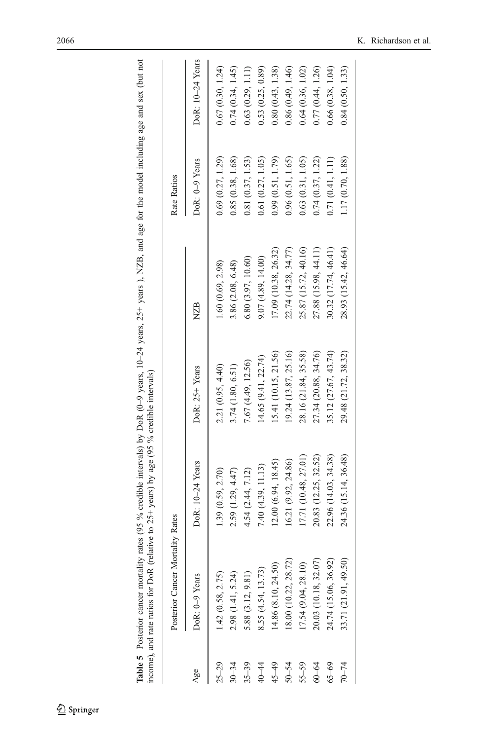**Table 5** Posterior cancer mortality rates (95 % credible intervals) by DoR (0–9 years, 10–24 years, 25+ years ), NZB, and age for the model including age and sex (but not income), and rate ratios for DoR (relative to 25+ years) by age (95 % credible intervals)

| | Posterior Cancer Mortality Rates | | | | Rate Ratios | |
|---|---|---|---|---|---|---|
| Age | DoR: 0–9 Years | DoR: 10–24 Years | DoR: 25+ Years | NZB | DoR: 0–9 Years | DoR: 10–24 Years |
| 25–29 | 1.42 (0.58, 2.75) | 1.39 (0.59, 2.70) | 2.21 (0.95, 4.40) | 1.60 (0.69, 2.98) | 0.69 (0.27, 1.29) | 0.67 (0.30, 1.24) |
| 30–34 | 2.98 (1.41, 5.24) | 2.59 (1.29, 4.47) | 3.74 (1.80, 6.51) | 3.86 (2.08, 6.48) | 0.85 (0.38, 1.68) | 0.74 (0.34, 1.45) |
| 35–39 | 5.88 (3.12, 9.81) | 4.54 (2.44, 7.12) | 7.67 (4.49, 12.56) | 6.80 (3.97, 10.60) | 0.81 (0.37, 1.53) | 0.63 (0.29, 1.11) |
| 40–44 | 8.55 (4.54, 13.73) | 7.40 (4.39, 11.13) | 14.65 (9.41, 22.74) | 9.07 (4.89, 14.00) | 0.61 (0.27, 1.05) | 0.53 (0.25, 0.89) |
| 45–49 | 14.86 (8.10, 24.50) | 12.00 (6.94, 18.45) | 15.41 (10.15, 21.56) | 17.09 (10.38, 26.32) | 0.99 (0.51, 1.79) | 0.80 (0.43, 1.38) |
| 50–54 | 18.00 (10.22, 28.72) | 16.21 (9.92, 24.86) | 19.24 (13.87, 25.16) | 22.74 (14.28, 34.77) | 0.96 (0.51, 1.65) | 0.86 (0.49, 1.46) |
| 55–59 | 17.54 (9.04, 28.10) | 17.71 (10.48, 27.01) | 28.16 (21.84, 35.58) | 25.87 (15.72, 40.16) | 0.63 (0.31, 1.05) | 0.64 (0.36, 1.02) |
| 60–64 | 20.03 (10.18, 32.07) | 20.83 (12.25, 32.52) | 27.34 (20.88, 34.76) | 27.88 (15.98, 44.11) | 0.74 (0.37, 1.22) | 0.77 (0.44, 1.26) |
| 65–69 | 24.74 (15.06, 36.92) | 22.96 (14.03, 34.38) | 35.12 (27.67, 43.74) | 30.32 (17.74, 46.41) | 0.71 (0.41, 1.11) | 0.66 (0.38, 1.04) |
| 70–74 | 33.71 (21.91, 49.50) | 24.36 (15.14, 36.48) | 29.48 (21.72, 38.32) | 28.93 (15.42, 46.64) | 1.17 (0.70, 1.88) | 0.84 (0.50, 1.33) |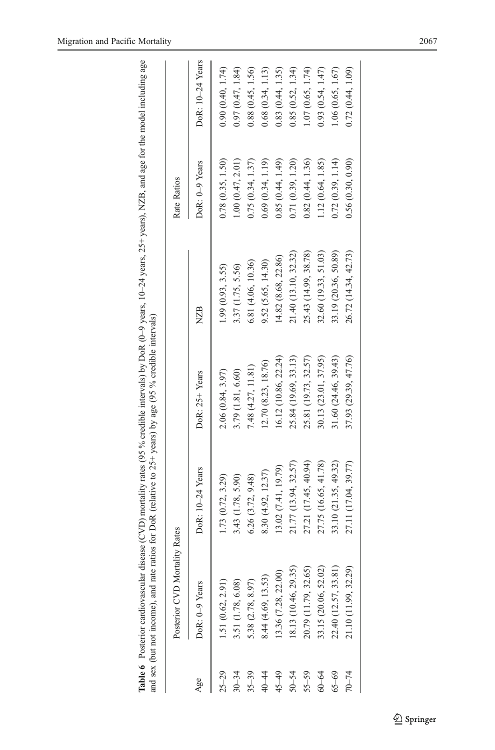**Table 6** Posterior cardiovascular disease (CVD) mortality rates (95 % credible intervals) by DoR (0–9 years, 10–24 years, 25+ years), NZB, and age for the model including age and sex (but not income), and rate ratios for DoR (relative to 25+ years) by age (95 % credible intervals)

| Age | Posterior CVD Mortality Rates | | | | Rate Ratios | |
|---|---|---|---|---|---|---|
| | DoR: 0–9 Years | DoR: 10–24 Years | DoR: 25+ Years | NZB | DoR: 0–9 Years | DoR: 10–24 Years |
| 25–29 | 1.51 (0.62, 2.91) | 1.73 (0.72, 3.29) | 2.06 (0.84, 3.97) | 1.99 (0.93, 3.55) | 0.78 (0.35, 1.50) | 0.90 (0.40, 1.74) |
| 30–34 | 3.51 (1.78, 6.08) | 3.43 (1.78, 5.90) | 3.79 (1.81, 6.60) | 3.37 (1.75, 5.56) | 1.00 (0.47, 2.01) | 0.97 (0.47, 1.84) |
| 35–39 | 5.38 (2.78, 8.97) | 6.26 (3.72, 9.48) | 7.48 (4.27, 11.81) | 6.81 (4.06, 10.36) | 0.75 (0.34, 1.37) | 0.88 (0.45, 1.56) |
| 40–44 | 8.44 (4.69, 13.53) | 8.30 (4.92, 12.37) | 12.70 (8.23, 18.76) | 9.52 (5.65, 14.30) | 0.69 (0.34, 1.19) | 0.68 (0.34, 1.13) |
| 45–49 | 13.36 (7.28, 22.00) | 13.02 (7.41, 19.79) | 16.12 (10.86, 22.24) | 14.82 (8.68, 22.86) | 0.85 (0.44, 1.49) | 0.83 (0.44, 1.35) |
| 50–54 | 18.13 (10.46, 29.35) | 21.77 (13.94, 32.57) | 25.84 (19.69, 33.13) | 21.40 (13.10, 32.32) | 0.71 (0.39, 1.20) | 0.85 (0.52, 1.34) |
| 55–59 | 20.79 (11.79, 32.65) | 27.21 (17.45, 40.94) | 25.81 (19.73, 32.57) | 25.43 (14.99, 38.78) | 0.82 (0.44, 1.36) | 1.07 (0.65, 1.74) |
| 60–64 | 33.15 (20.06, 52.02) | 27.75 (16.65, 41.78) | 30.13 (23.01, 37.95) | 32.60 (19.33, 51.03) | 1.12 (0.64, 1.85) | 0.93 (0.54, 1.47) |
| 65–69 | 22.40 (12.57, 33.81) | 33.10 (21.35, 49.32) | 31.60 (24.46, 39.43) | 33.19 (20.36, 50.89) | 0.72 (0.39, 1.14) | 1.06 (0.65, 1.67) |
| 70–74 | 21.10 (11.99, 32.29) | 27.11 (17.04, 39.77) | 37.93 (29.39, 47.76) | 26.72 (14.34, 42.73) | 0.56 (0.30, 0.90) | 0.72 (0.44, 1.09) |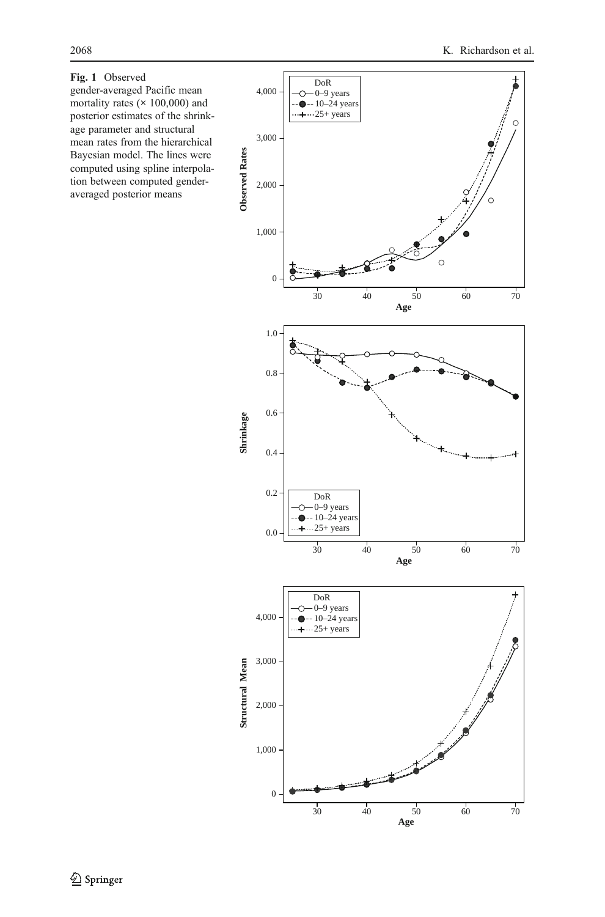**Fig. 1** Observed gender-averaged Pacific mean mortality rates (× 100,000) and posterior estimates of the shrinkage parameter and structural mean rates from the hierarchical Bayesian model. The lines were computed using spline interpolation between computed gender-averaged posterior means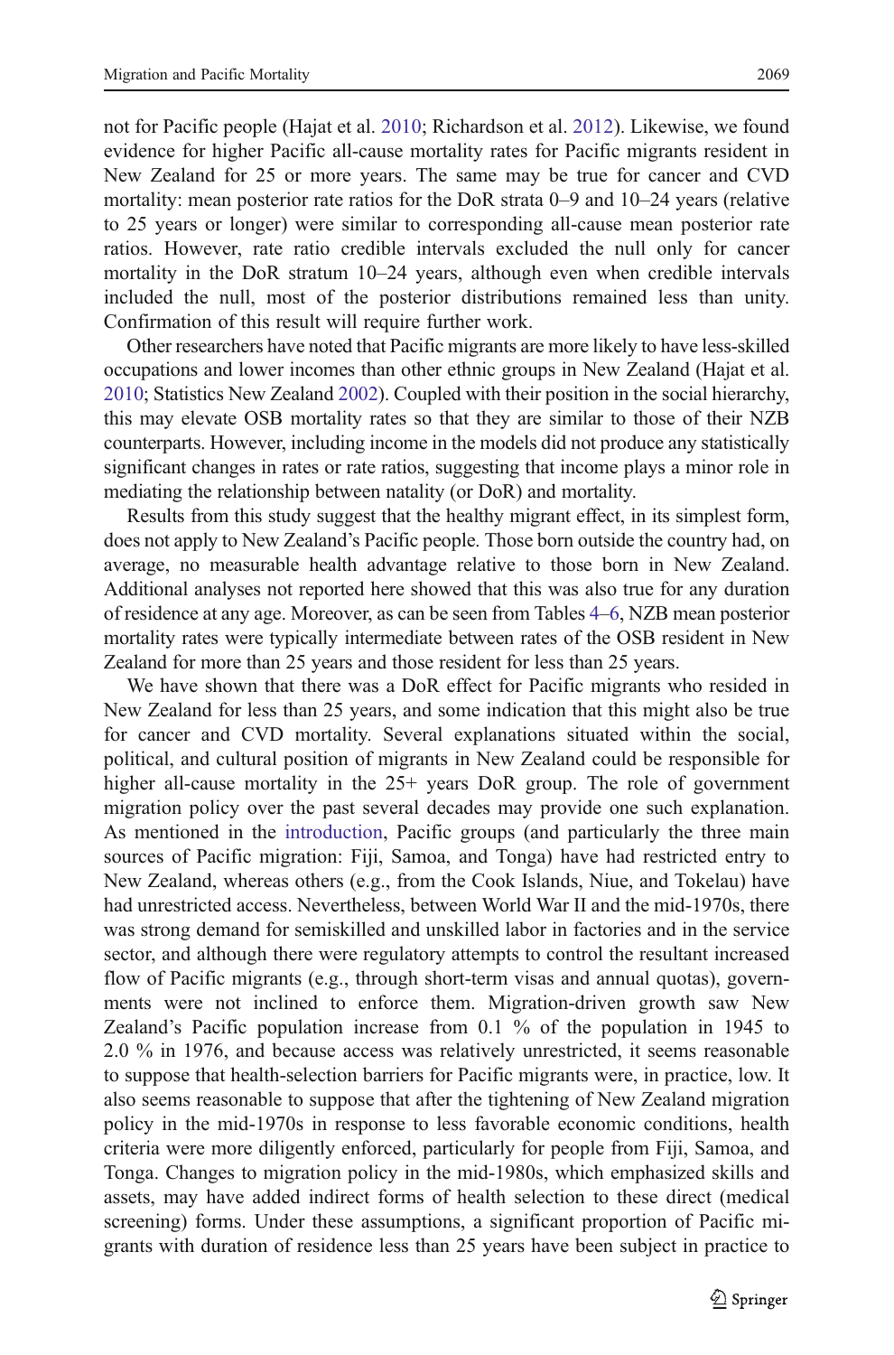not for Pacific people (Hajat et al. 2010; Richardson et al. 2012). Likewise, we found evidence for higher Pacific all-cause mortality rates for Pacific migrants resident in New Zealand for 25 or more years. The same may be true for cancer and CVD mortality: mean posterior rate ratios for the DoR strata 0–9 and 10–24 years (relative to 25 years or longer) were similar to corresponding all-cause mean posterior rate ratios. However, rate ratio credible intervals excluded the null only for cancer mortality in the DoR stratum 10–24 years, although even when credible intervals included the null, most of the posterior distributions remained less than unity. Confirmation of this result will require further work.

Other researchers have noted that Pacific migrants are more likely to have less-skilled occupations and lower incomes than other ethnic groups in New Zealand (Hajat et al. 2010; Statistics New Zealand 2002). Coupled with their position in the social hierarchy, this may elevate OSB mortality rates so that they are similar to those of their NZB counterparts. However, including income in the models did not produce any statistically significant changes in rates or rate ratios, suggesting that income plays a minor role in mediating the relationship between natality (or DoR) and mortality.

Results from this study suggest that the healthy migrant effect, in its simplest form, does not apply to New Zealand's Pacific people. Those born outside the country had, on average, no measurable health advantage relative to those born in New Zealand. Additional analyses not reported here showed that this was also true for any duration of residence at any age. Moreover, as can be seen from Tables 4–6, NZB mean posterior mortality rates were typically intermediate between rates of the OSB resident in New Zealand for more than 25 years and those resident for less than 25 years.

We have shown that there was a DoR effect for Pacific migrants who resided in New Zealand for less than 25 years, and some indication that this might also be true for cancer and CVD mortality. Several explanations situated within the social, political, and cultural position of migrants in New Zealand could be responsible for higher all-cause mortality in the 25+ years DoR group. The role of government migration policy over the past several decades may provide one such explanation. As mentioned in the introduction, Pacific groups (and particularly the three main sources of Pacific migration: Fiji, Samoa, and Tonga) have had restricted entry to New Zealand, whereas others (e.g., from the Cook Islands, Niue, and Tokelau) have had unrestricted access. Nevertheless, between World War II and the mid-1970s, there was strong demand for semiskilled and unskilled labor in factories and in the service sector, and although there were regulatory attempts to control the resultant increased flow of Pacific migrants (e.g., through short-term visas and annual quotas), governments were not inclined to enforce them. Migration-driven growth saw New Zealand's Pacific population increase from 0.1 % of the population in 1945 to 2.0 % in 1976, and because access was relatively unrestricted, it seems reasonable to suppose that health-selection barriers for Pacific migrants were, in practice, low. It also seems reasonable to suppose that after the tightening of New Zealand migration policy in the mid-1970s in response to less favorable economic conditions, health criteria were more diligently enforced, particularly for people from Fiji, Samoa, and Tonga. Changes to migration policy in the mid-1980s, which emphasized skills and assets, may have added indirect forms of health selection to these direct (medical screening) forms. Under these assumptions, a significant proportion of Pacific migrants with duration of residence less than 25 years have been subject in practice to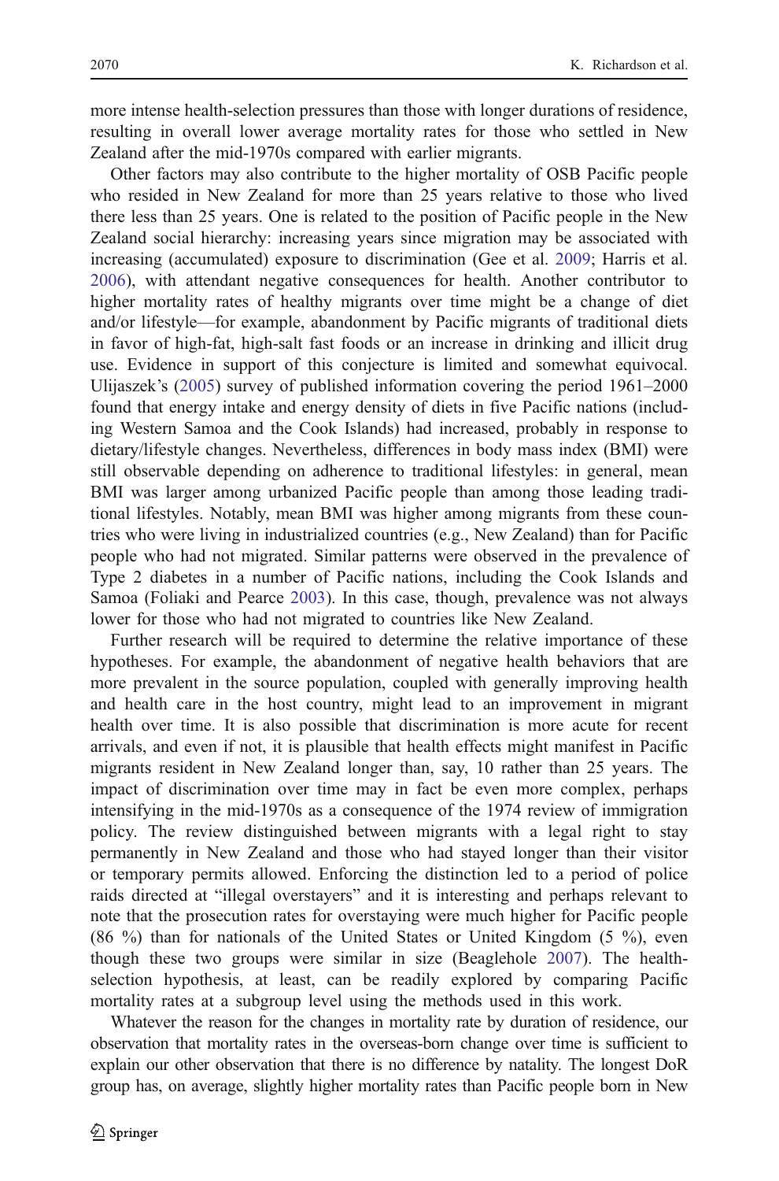more intense health-selection pressures than those with longer durations of residence, resulting in overall lower average mortality rates for those who settled in New Zealand after the mid-1970s compared with earlier migrants.

Other factors may also contribute to the higher mortality of OSB Pacific people who resided in New Zealand for more than 25 years relative to those who lived there less than 25 years. One is related to the position of Pacific people in the New Zealand social hierarchy: increasing years since migration may be associated with increasing (accumulated) exposure to discrimination (Gee et al. 2009; Harris et al. 2006), with attendant negative consequences for health. Another contributor to higher mortality rates of healthy migrants over time might be a change of diet and/or lifestyle—for example, abandonment by Pacific migrants of traditional diets in favor of high-fat, high-salt fast foods or an increase in drinking and illicit drug use. Evidence in support of this conjecture is limited and somewhat equivocal. Ulijaszek's (2005) survey of published information covering the period 1961–2000 found that energy intake and energy density of diets in five Pacific nations (including Western Samoa and the Cook Islands) had increased, probably in response to dietary/lifestyle changes. Nevertheless, differences in body mass index (BMI) were still observable depending on adherence to traditional lifestyles: in general, mean BMI was larger among urbanized Pacific people than among those leading traditional lifestyles. Notably, mean BMI was higher among migrants from these countries who were living in industrialized countries (e.g., New Zealand) than for Pacific people who had not migrated. Similar patterns were observed in the prevalence of Type 2 diabetes in a number of Pacific nations, including the Cook Islands and Samoa (Foliaki and Pearce 2003). In this case, though, prevalence was not always lower for those who had not migrated to countries like New Zealand.

Further research will be required to determine the relative importance of these hypotheses. For example, the abandonment of negative health behaviors that are more prevalent in the source population, coupled with generally improving health and health care in the host country, might lead to an improvement in migrant health over time. It is also possible that discrimination is more acute for recent arrivals, and even if not, it is plausible that health effects might manifest in Pacific migrants resident in New Zealand longer than, say, 10 rather than 25 years. The impact of discrimination over time may in fact be even more complex, perhaps intensifying in the mid-1970s as a consequence of the 1974 review of immigration policy. The review distinguished between migrants with a legal right to stay permanently in New Zealand and those who had stayed longer than their visitor or temporary permits allowed. Enforcing the distinction led to a period of police raids directed at "illegal overstayers" and it is interesting and perhaps relevant to note that the prosecution rates for overstaying were much higher for Pacific people (86 %) than for nationals of the United States or United Kingdom (5 %), even though these two groups were similar in size (Beaglehole 2007). The health-selection hypothesis, at least, can be readily explored by comparing Pacific mortality rates at a subgroup level using the methods used in this work.

Whatever the reason for the changes in mortality rate by duration of residence, our observation that mortality rates in the overseas-born change over time is sufficient to explain our other observation that there is no difference by natality. The longest DoR group has, on average, slightly higher mortality rates than Pacific people born in New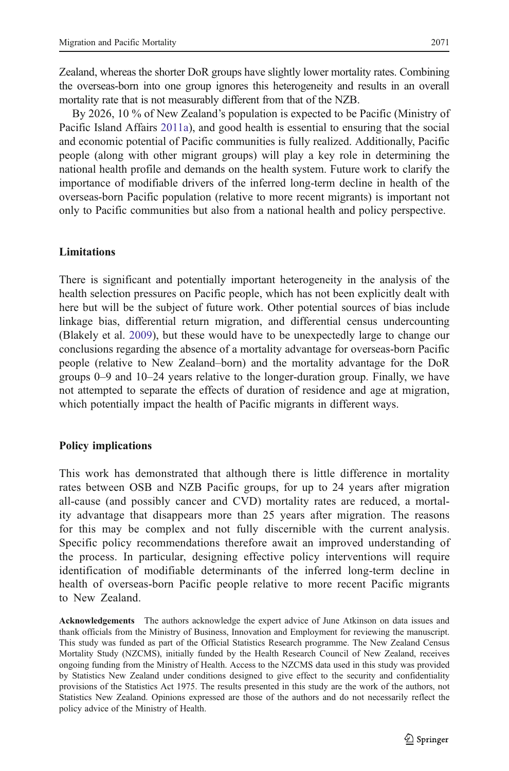Zealand, whereas the shorter DoR groups have slightly lower mortality rates. Combining the overseas-born into one group ignores this heterogeneity and results in an overall mortality rate that is not measurably different from that of the NZB.

By 2026, 10 % of New Zealand's population is expected to be Pacific (Ministry of Pacific Island Affairs 2011a), and good health is essential to ensuring that the social and economic potential of Pacific communities is fully realized. Additionally, Pacific people (along with other migrant groups) will play a key role in determining the national health profile and demands on the health system. Future work to clarify the importance of modifiable drivers of the inferred long-term decline in health of the overseas-born Pacific population (relative to more recent migrants) is important not only to Pacific communities but also from a national health and policy perspective.

## Limitations

There is significant and potentially important heterogeneity in the analysis of the health selection pressures on Pacific people, which has not been explicitly dealt with here but will be the subject of future work. Other potential sources of bias include linkage bias, differential return migration, and differential census undercounting (Blakely et al. 2009), but these would have to be unexpectedly large to change our conclusions regarding the absence of a mortality advantage for overseas-born Pacific people (relative to New Zealand–born) and the mortality advantage for the DoR groups 0–9 and 10–24 years relative to the longer-duration group. Finally, we have not attempted to separate the effects of duration of residence and age at migration, which potentially impact the health of Pacific migrants in different ways.

## Policy implications

This work has demonstrated that although there is little difference in mortality rates between OSB and NZB Pacific groups, for up to 24 years after migration all-cause (and possibly cancer and CVD) mortality rates are reduced, a mortality advantage that disappears more than 25 years after migration. The reasons for this may be complex and not fully discernible with the current analysis. Specific policy recommendations therefore await an improved understanding of the process. In particular, designing effective policy interventions will require identification of modifiable determinants of the inferred long-term decline in health of overseas-born Pacific people relative to more recent Pacific migrants to New Zealand.

**Acknowledgements** The authors acknowledge the expert advice of June Atkinson on data issues and thank officials from the Ministry of Business, Innovation and Employment for reviewing the manuscript. This study was funded as part of the Official Statistics Research programme. The New Zealand Census Mortality Study (NZCMS), initially funded by the Health Research Council of New Zealand, receives ongoing funding from the Ministry of Health. Access to the NZCMS data used in this study was provided by Statistics New Zealand under conditions designed to give effect to the security and confidentiality provisions of the Statistics Act 1975. The results presented in this study are the work of the authors, not Statistics New Zealand. Opinions expressed are those of the authors and do not necessarily reflect the policy advice of the Ministry of Health.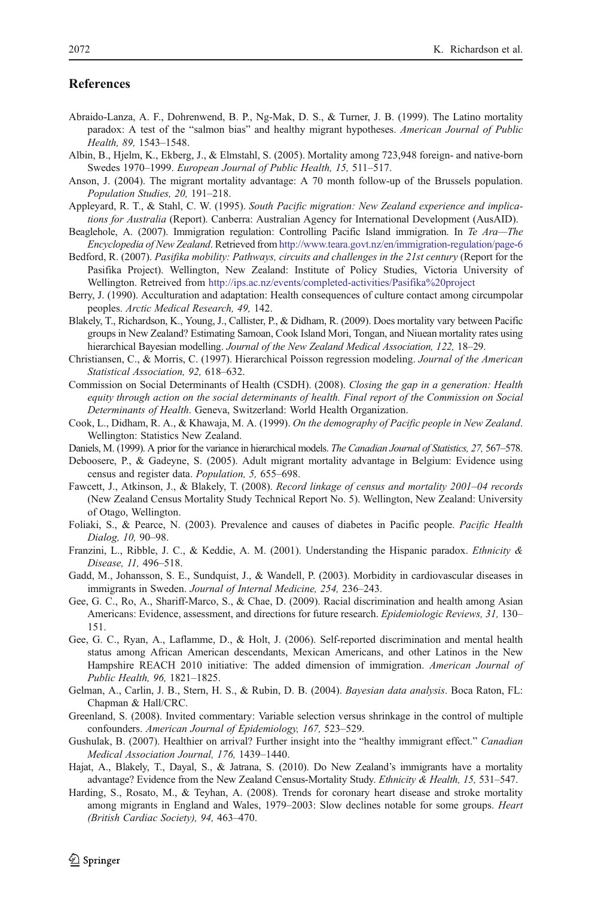## References

Abraido-Lanza, A. F., Dohrenwend, B. P., Ng-Mak, D. S., & Turner, J. B. (1999). The Latino mortality paradox: A test of the "salmon bias" and healthy migrant hypotheses. *American Journal of Public Health, 89,* 1543–1548.

Albin, B., Hjelm, K., Ekberg, J., & Elmstahl, S. (2005). Mortality among 723,948 foreign- and native-born Swedes 1970–1999. *European Journal of Public Health, 15,* 511–517.

Anson, J. (2004). The migrant mortality advantage: A 70 month follow-up of the Brussels population. *Population Studies, 20,* 191–218.

Appleyard, R. T., & Stahl, C. W. (1995). *South Pacific migration: New Zealand experience and implications for Australia* (Report). Canberra: Australian Agency for International Development (AusAID).

Beaglehole, A. (2007). Immigration regulation: Controlling Pacific Island immigration. In *Te Ara—The Encyclopedia of New Zealand*. Retrieved from http://www.teara.govt.nz/en/immigration-regulation/page-6

Bedford, R. (2007). *Pasifika mobility: Pathways, circuits and challenges in the 21st century* (Report for the Pasifika Project). Wellington, New Zealand: Institute of Policy Studies, Victoria University of Wellington. Retreived from http://ips.ac.nz/events/completed-activities/Pasifika%20project

Berry, J. (1990). Acculturation and adaptation: Health consequences of culture contact among circumpolar peoples. *Arctic Medical Research, 49,* 142.

Blakely, T., Richardson, K., Young, J., Callister, P., & Didham, R. (2009). Does mortality vary between Pacific groups in New Zealand? Estimating Samoan, Cook Island Mori, Tongan, and Niuean mortality rates using hierarchical Bayesian modelling. *Journal of the New Zealand Medical Association, 122,* 18–29.

Christiansen, C., & Morris, C. (1997). Hierarchical Poisson regression modeling. *Journal of the American Statistical Association, 92,* 618–632.

Commission on Social Determinants of Health (CSDH). (2008). *Closing the gap in a generation: Health equity through action on the social determinants of health. Final report of the Commission on Social Determinants of Health*. Geneva, Switzerland: World Health Organization.

Cook, L., Didham, R. A., & Khawaja, M. A. (1999). *On the demography of Pacific people in New Zealand*. Wellington: Statistics New Zealand.

Daniels, M. (1999). A prior for the variance in hierarchical models. *The Canadian Journal of Statistics, 27,* 567–578.

Deboosere, P., & Gadeyne, S. (2005). Adult migrant mortality advantage in Belgium: Evidence using census and register data. *Population, 5,* 655–698.

Fawcett, J., Atkinson, J., & Blakely, T. (2008). *Record linkage of census and mortality 2001–04 records* (New Zealand Census Mortality Study Technical Report No. 5). Wellington, New Zealand: University of Otago, Wellington.

Foliaki, S., & Pearce, N. (2003). Prevalence and causes of diabetes in Pacific people. *Pacific Health Dialog, 10,* 90–98.

Franzini, L., Ribble, J. C., & Keddie, A. M. (2001). Understanding the Hispanic paradox. *Ethnicity & Disease, 11,* 496–518.

Gadd, M., Johansson, S. E., Sundquist, J., & Wandell, P. (2003). Morbidity in cardiovascular diseases in immigrants in Sweden. *Journal of Internal Medicine, 254,* 236–243.

Gee, G. C., Ro, A., Shariff-Marco, S., & Chae, D. (2009). Racial discrimination and health among Asian Americans: Evidence, assessment, and directions for future research. *Epidemiologic Reviews, 31,* 130–151.

Gee, G. C., Ryan, A., Laflamme, D., & Holt, J. (2006). Self-reported discrimination and mental health status among African American descendants, Mexican Americans, and other Latinos in the New Hampshire REACH 2010 initiative: The added dimension of immigration. *American Journal of Public Health, 96,* 1821–1825.

Gelman, A., Carlin, J. B., Stern, H. S., & Rubin, D. B. (2004). *Bayesian data analysis*. Boca Raton, FL: Chapman & Hall/CRC.

Greenland, S. (2008). Invited commentary: Variable selection versus shrinkage in the control of multiple confounders. *American Journal of Epidemiology, 167,* 523–529.

Gushulak, B. (2007). Healthier on arrival? Further insight into the "healthy immigrant effect." *Canadian Medical Association Journal, 176,* 1439–1440.

Hajat, A., Blakely, T., Dayal, S., & Jatrana, S. (2010). Do New Zealand's immigrants have a mortality advantage? Evidence from the New Zealand Census-Mortality Study. *Ethnicity & Health, 15,* 531–547.

Harding, S., Rosato, M., & Teyhan, A. (2008). Trends for coronary heart disease and stroke mortality among migrants in England and Wales, 1979–2003: Slow declines notable for some groups. *Heart (British Cardiac Society), 94,* 463–470.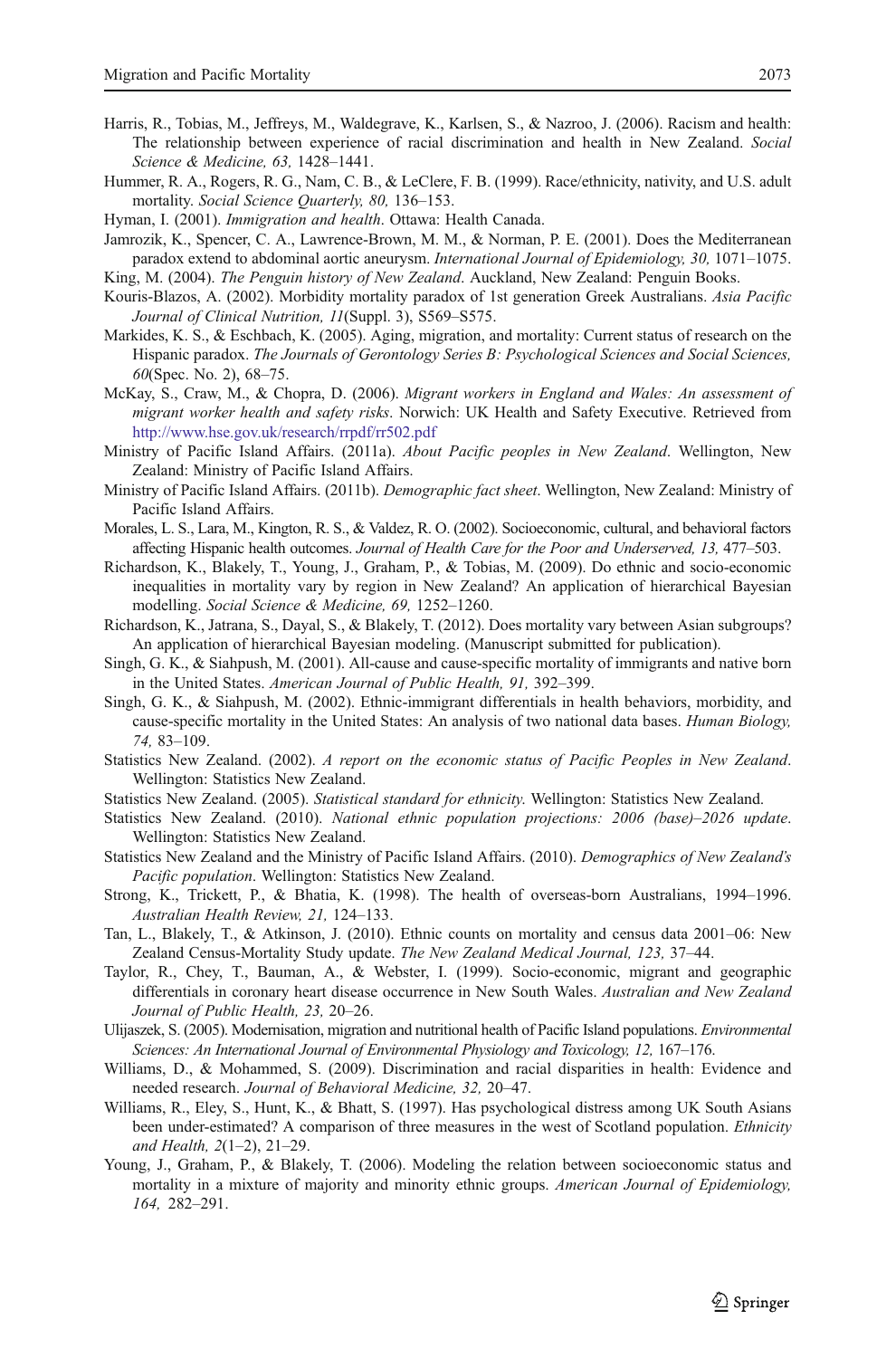Harris, R., Tobias, M., Jeffreys, M., Waldegrave, K., Karlsen, S., & Nazroo, J. (2006). Racism and health: The relationship between experience of racial discrimination and health in New Zealand. *Social Science & Medicine, 63,* 1428–1441.

Hummer, R. A., Rogers, R. G., Nam, C. B., & LeClere, F. B. (1999). Race/ethnicity, nativity, and U.S. adult mortality. *Social Science Quarterly, 80,* 136–153.

Hyman, I. (2001). *Immigration and health*. Ottawa: Health Canada.

Jamrozik, K., Spencer, C. A., Lawrence-Brown, M. M., & Norman, P. E. (2001). Does the Mediterranean paradox extend to abdominal aortic aneurysm. *International Journal of Epidemiology, 30,* 1071–1075.

King, M. (2004). *The Penguin history of New Zealand*. Auckland, New Zealand: Penguin Books.

Kouris-Blazos, A. (2002). Morbidity mortality paradox of 1st generation Greek Australians. *Asia Pacific Journal of Clinical Nutrition, 11*(Suppl. 3), S569–S575.

Markides, K. S., & Eschbach, K. (2005). Aging, migration, and mortality: Current status of research on the Hispanic paradox. *The Journals of Gerontology Series B: Psychological Sciences and Social Sciences, 60*(Spec. No. 2), 68–75.

McKay, S., Craw, M., & Chopra, D. (2006). *Migrant workers in England and Wales: An assessment of migrant worker health and safety risks*. Norwich: UK Health and Safety Executive. Retrieved from http://www.hse.gov.uk/research/rrpdf/rr502.pdf

Ministry of Pacific Island Affairs. (2011a). *About Pacific peoples in New Zealand*. Wellington, New Zealand: Ministry of Pacific Island Affairs.

Ministry of Pacific Island Affairs. (2011b). *Demographic fact sheet*. Wellington, New Zealand: Ministry of Pacific Island Affairs.

Morales, L. S., Lara, M., Kington, R. S., & Valdez, R. O. (2002). Socioeconomic, cultural, and behavioral factors affecting Hispanic health outcomes. *Journal of Health Care for the Poor and Underserved, 13,* 477–503.

Richardson, K., Blakely, T., Young, J., Graham, P., & Tobias, M. (2009). Do ethnic and socio-economic inequalities in mortality vary by region in New Zealand? An application of hierarchical Bayesian modelling. *Social Science & Medicine, 69,* 1252–1260.

Richardson, K., Jatrana, S., Dayal, S., & Blakely, T. (2012). Does mortality vary between Asian subgroups? An application of hierarchical Bayesian modeling. (Manuscript submitted for publication).

Singh, G. K., & Siahpush, M. (2001). All-cause and cause-specific mortality of immigrants and native born in the United States. *American Journal of Public Health, 91,* 392–399.

Singh, G. K., & Siahpush, M. (2002). Ethnic-immigrant differentials in health behaviors, morbidity, and cause-specific mortality in the United States: An analysis of two national data bases. *Human Biology, 74,* 83–109.

Statistics New Zealand. (2002). *A report on the economic status of Pacific Peoples in New Zealand*. Wellington: Statistics New Zealand.

Statistics New Zealand. (2005). *Statistical standard for ethnicity.* Wellington: Statistics New Zealand.

Statistics New Zealand. (2010). *National ethnic population projections: 2006 (base)–2026 update*. Wellington: Statistics New Zealand.

Statistics New Zealand and the Ministry of Pacific Island Affairs. (2010). *Demographics of New Zealand's Pacific population*. Wellington: Statistics New Zealand.

Strong, K., Trickett, P., & Bhatia, K. (1998). The health of overseas-born Australians, 1994–1996. *Australian Health Review, 21,* 124–133.

Tan, L., Blakely, T., & Atkinson, J. (2010). Ethnic counts on mortality and census data 2001–06: New Zealand Census-Mortality Study update. *The New Zealand Medical Journal, 123,* 37–44.

Taylor, R., Chey, T., Bauman, A., & Webster, I. (1999). Socio-economic, migrant and geographic differentials in coronary heart disease occurrence in New South Wales. *Australian and New Zealand Journal of Public Health, 23,* 20–26.

Ulijaszek, S. (2005). Modernisation, migration and nutritional health of Pacific Island populations. *Environmental Sciences: An International Journal of Environmental Physiology and Toxicology, 12,* 167–176.

Williams, D., & Mohammed, S. (2009). Discrimination and racial disparities in health: Evidence and needed research. *Journal of Behavioral Medicine, 32,* 20–47.

Williams, R., Eley, S., Hunt, K., & Bhatt, S. (1997). Has psychological distress among UK South Asians been under-estimated? A comparison of three measures in the west of Scotland population. *Ethnicity and Health, 2*(1–2), 21–29.

Young, J., Graham, P., & Blakely, T. (2006). Modeling the relation between socioeconomic status and mortality in a mixture of majority and minority ethnic groups. *American Journal of Epidemiology, 164,* 282–291.